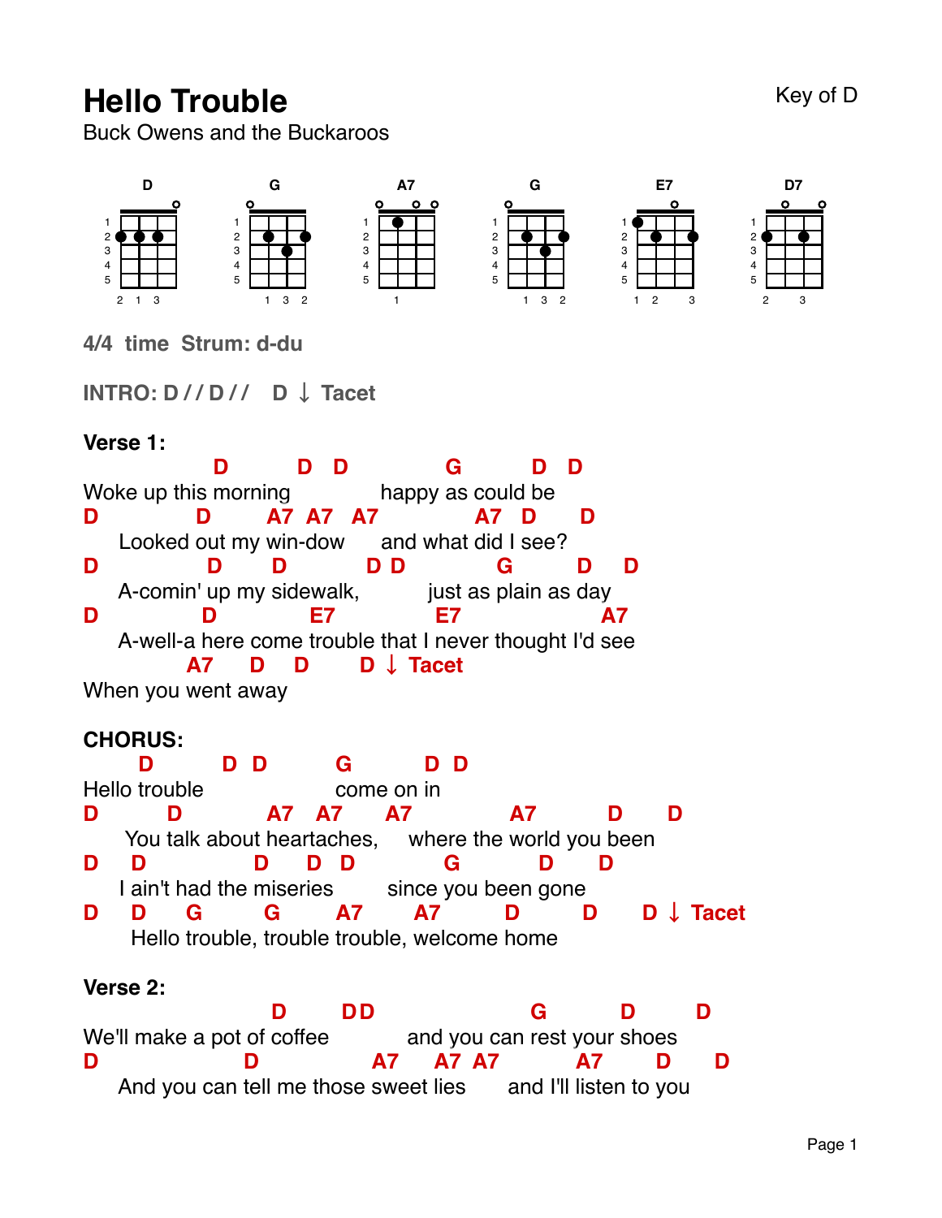# Hello Trouble

Buck Owens and the Buckaroos

Key of D

D G A7 G E7 D7

**4/4 time Strum: d-du**

**INTRO: D / / D / / D ↓ Tacet**

**Verse 1:**

```
                     D         D   D               G          D   D
Woke up this morning                happy as could be
D              D         A7  A7   A7              A7   D       D
     Looked out my win-dow       and what did I see?
D               D         D          D D            G          D     D
     A-comin' up my sidewalk,             just as plain as day
D              D               E7               E7                   A7
     A-well-a here come trouble that I never thought I'd see
              A7       D      D          D ↓ Tacet
When you went away
```

**CHORUS:**

```
          D          D   D          G           D   D
Hello trouble                       come on in
D          D               A7    A7      A7              A7           D       D
       You talk about heartaches,     where the world you been
D      D               D      D   D            G           D      D
     I ain't had the miseries          since you been gone
D      D     G          G         A7       A7          D         D        D ↓ Tacet
       Hello trouble, trouble trouble, welcome home
```

**Verse 2:**

```
                               D        DD                        G           D          D
We'll make a pot of coffee               and you can rest your shoes
D                    D                 A7      A7  A7         A7         D        D
     And you can tell me those sweet lies        and I'll listen to you
```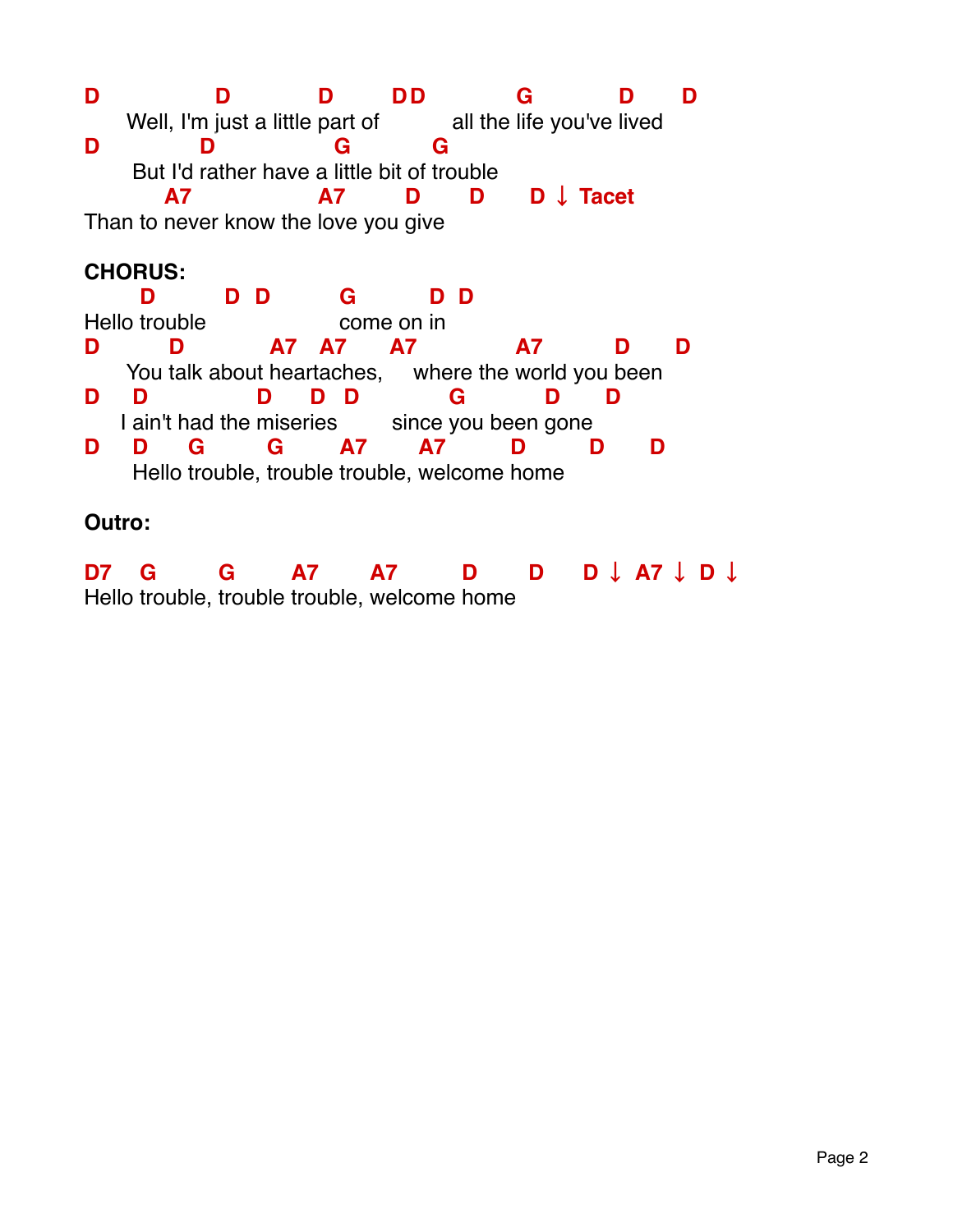```
D              D             D         DD            G            D       D
      Well, I'm just a little part of           all the life you've lived
D             D                 G            G
       But I'd rather have a little bit of trouble
          A7                  A7         D        D       D ↓ Tacet
Than to never know the love you give
```

**CHORUS:**

```
        D          D  D          G           D  D
Hello trouble                    come on in
D          D             A7   A7       A7              A7          D       D
      You talk about heartaches,     where the world you been
D     D                D      D   D            G            D       D
     I ain't had the miseries        since you been gone
D     D      G          G         A7        A7          D          D       D
       Hello trouble, trouble trouble, welcome home
```

**Outro:**

```
D7    G         G        A7        A7          D        D      D ↓  A7 ↓  D ↓
Hello trouble, trouble trouble, welcome home
```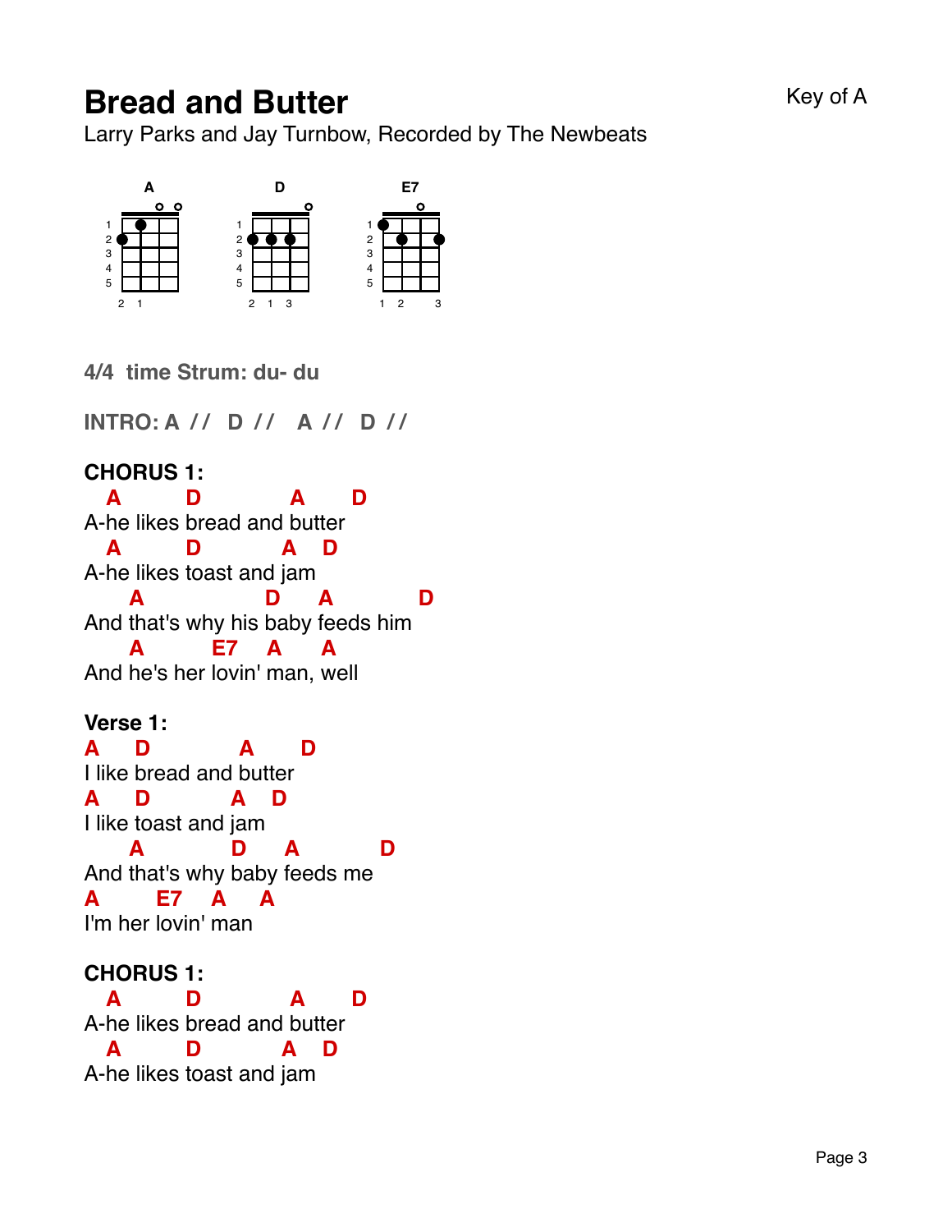# Bread and Butter

Key of A

Larry Parks and Jay Turnbow, Recorded by The Newbeats

**4/4 time Strum: du- du**

**INTRO: A // D // A // D //**

**CHORUS 1:**

```
  A       D         A     D
A-he likes bread and butter
  A       D        A   D
A-he likes toast and jam
    A             D     A          D
And that's why his baby feeds him
    A        E7    A     A
And he's her lovin' man, well
```

**Verse 1:**

```
A    D         A      D
I like bread and butter
A    D        A   D
I like toast and jam
    A         D     A          D
And that's why baby feeds me
A      E7    A    A
I'm her lovin' man
```

**CHORUS 1:**

```
  A       D         A     D
A-he likes bread and butter
  A       D        A   D
A-he likes toast and jam
```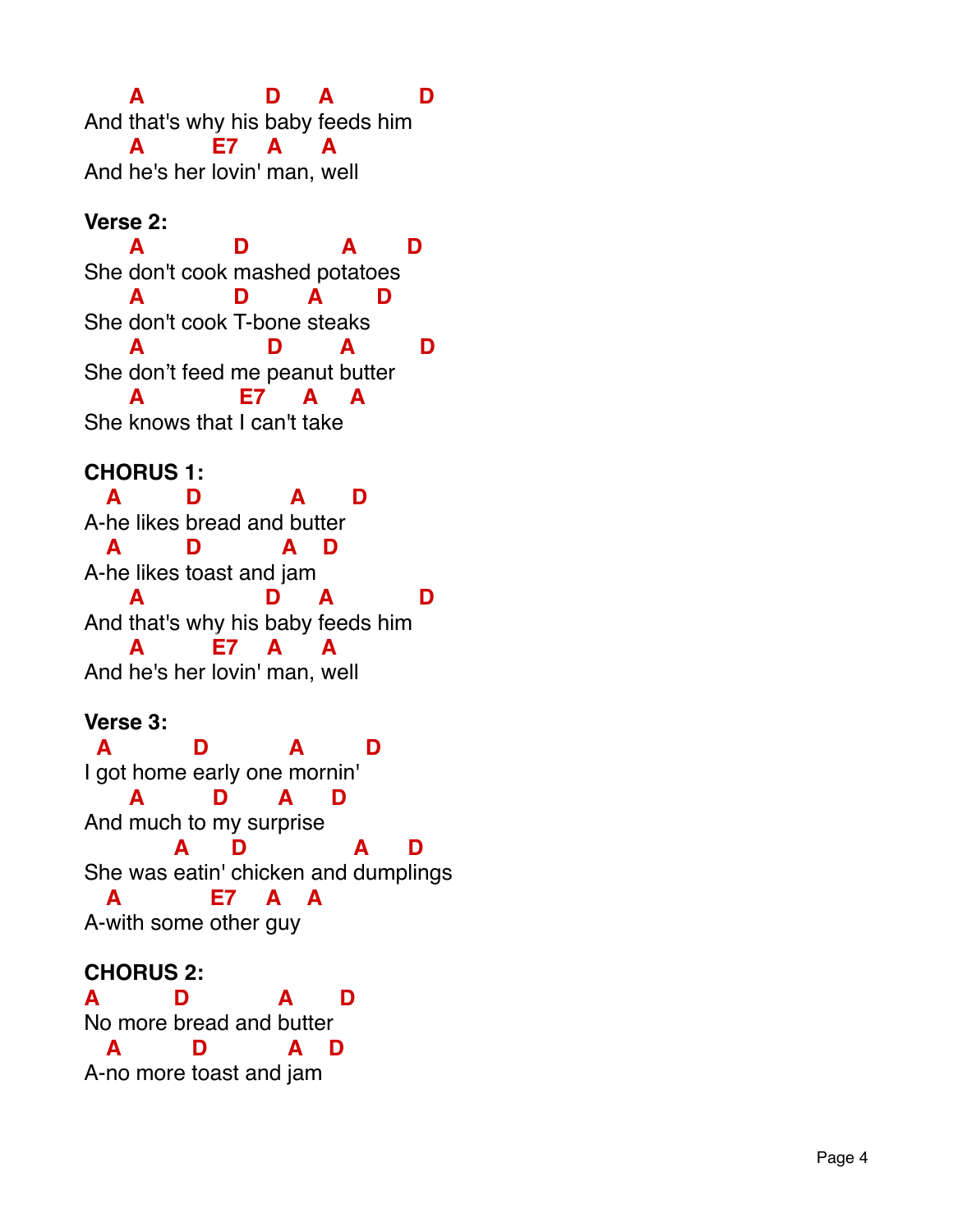```
     A               D     A           D
And that's why his baby feeds him
     A          E7    A     A
And he's her lovin' man, well
```

**Verse 2:**

```
     A           D             A       D
She don't cook mashed potatoes
     A           D        A       D
She don't cook T-bone steaks
     A               D        A         D
She don't feed me peanut butter
     A              E7     A    A
She knows that I can't take
```

**CHORUS 1:**

```
  A        D           A       D
A-he likes bread and butter
  A        D          A    D
A-he likes toast and jam
     A               D     A           D
And that's why his baby feeds him
     A          E7    A     A
And he's her lovin' man, well
```

**Verse 3:**

```
 A          D          A         D
I got home early one mornin'
     A          D       A      D
And much to my surprise
          A     D              A      D
She was eatin' chicken and dumplings
  A             E7    A    A
A-with some other guy
```

**CHORUS 2:**

```
A         D           A       D
No more bread and butter
  A         D          A    D
A-no more toast and jam
```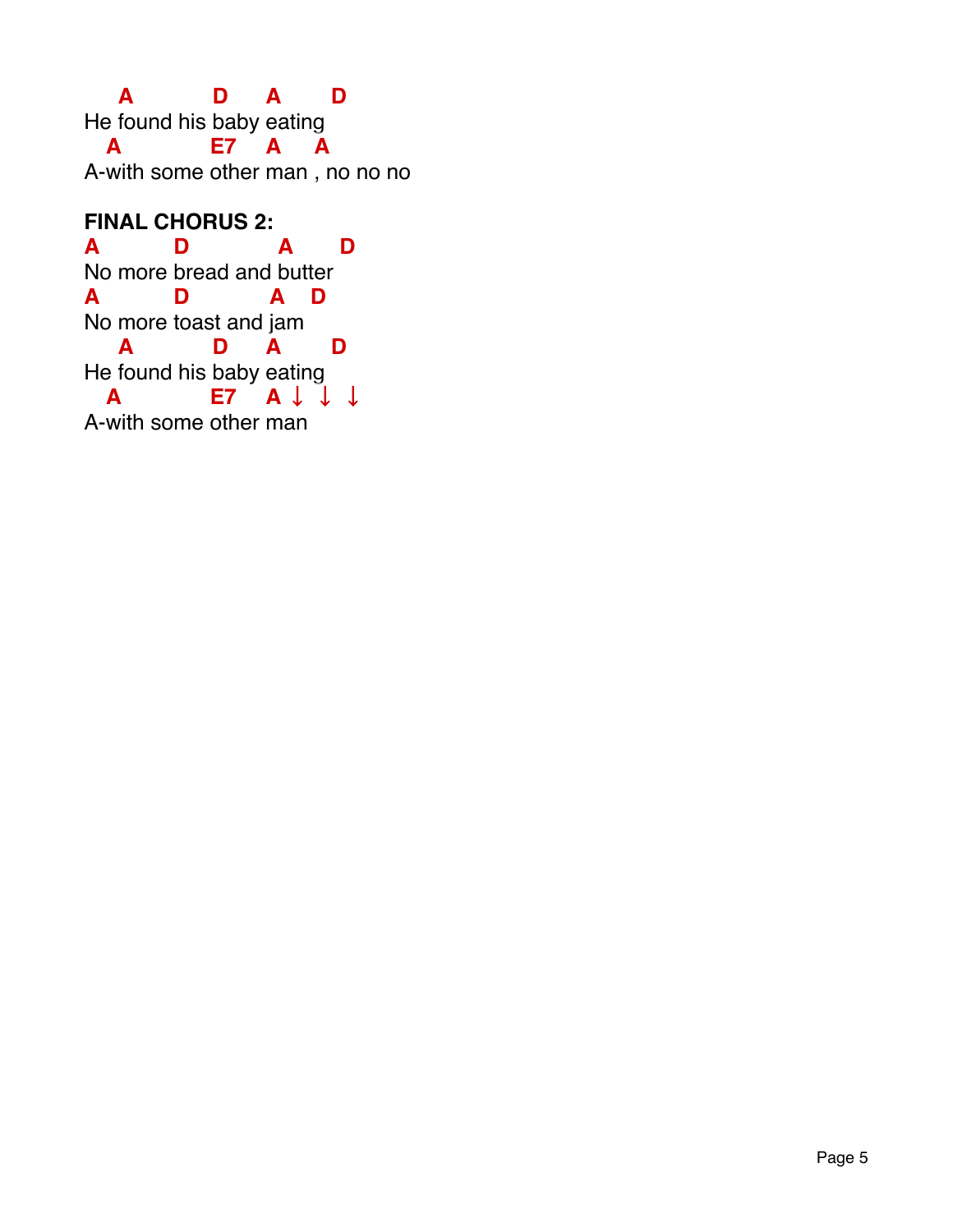```
    A          D     A       D
He found his baby eating
  A            E7    A     A
A-with some other man , no no no
```

**FINAL CHORUS 2:**

```
A         D           A      D
No more bread and butter
A         D          A   D
No more toast and jam
    A          D     A       D
He found his baby eating
  A            E7    A ↓  ↓  ↓
A-with some other man
```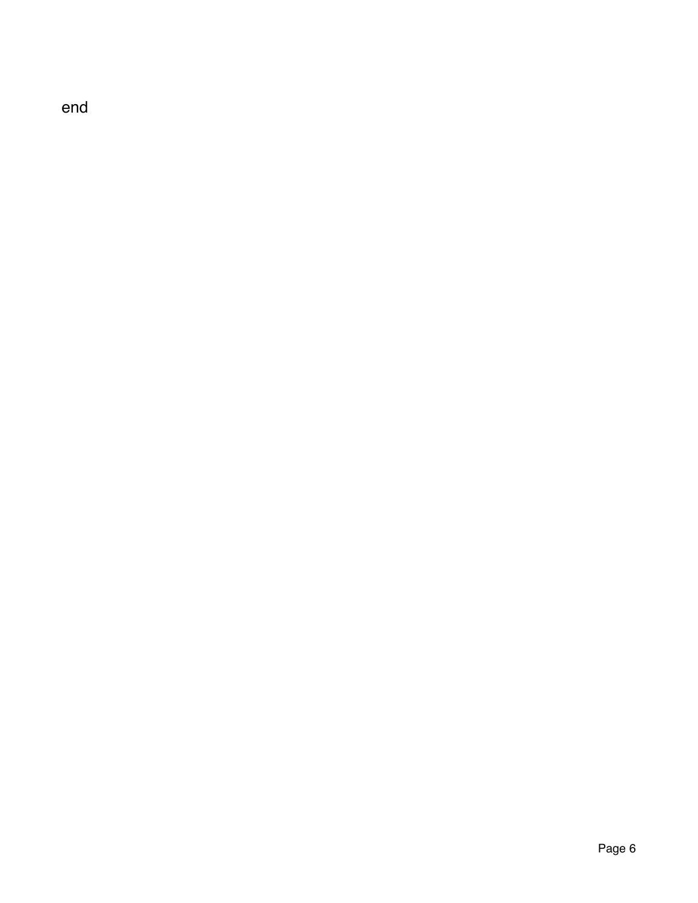end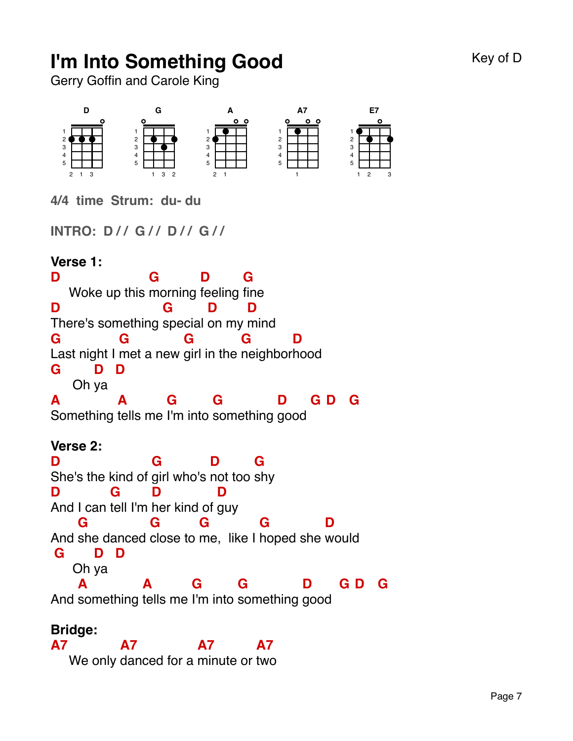# I'm Into Something Good

Key of D

Gerry Goffin and Carole King

**4/4 time Strum: du- du**

**INTRO: D // G // D // G //**

**Verse 1:**

```
D                  G         D       G
    Woke up this morning feeling fine
D                     G        D       D
There's something special on my mind
G           G          G          G          D
Last night I met a new girl in the neighborhood
G       D  D
     Oh ya
A           A         G        G            D     G D   G
Something tells me I'm into something good
```

**Verse 2:**

```
D                  G           D       G
She's the kind of girl who's not too shy
D          G       D          D
And I can tell I'm her kind of guy
      G           G         G          G           D
And she danced close to me,  like I hoped she would
 G      D  D
     Oh ya
      A          A         G        G            D      G D   G
And something tells me I'm into something good
```

**Bridge:**

```
A7          A7             A7         A7
    We only danced for a minute or two
```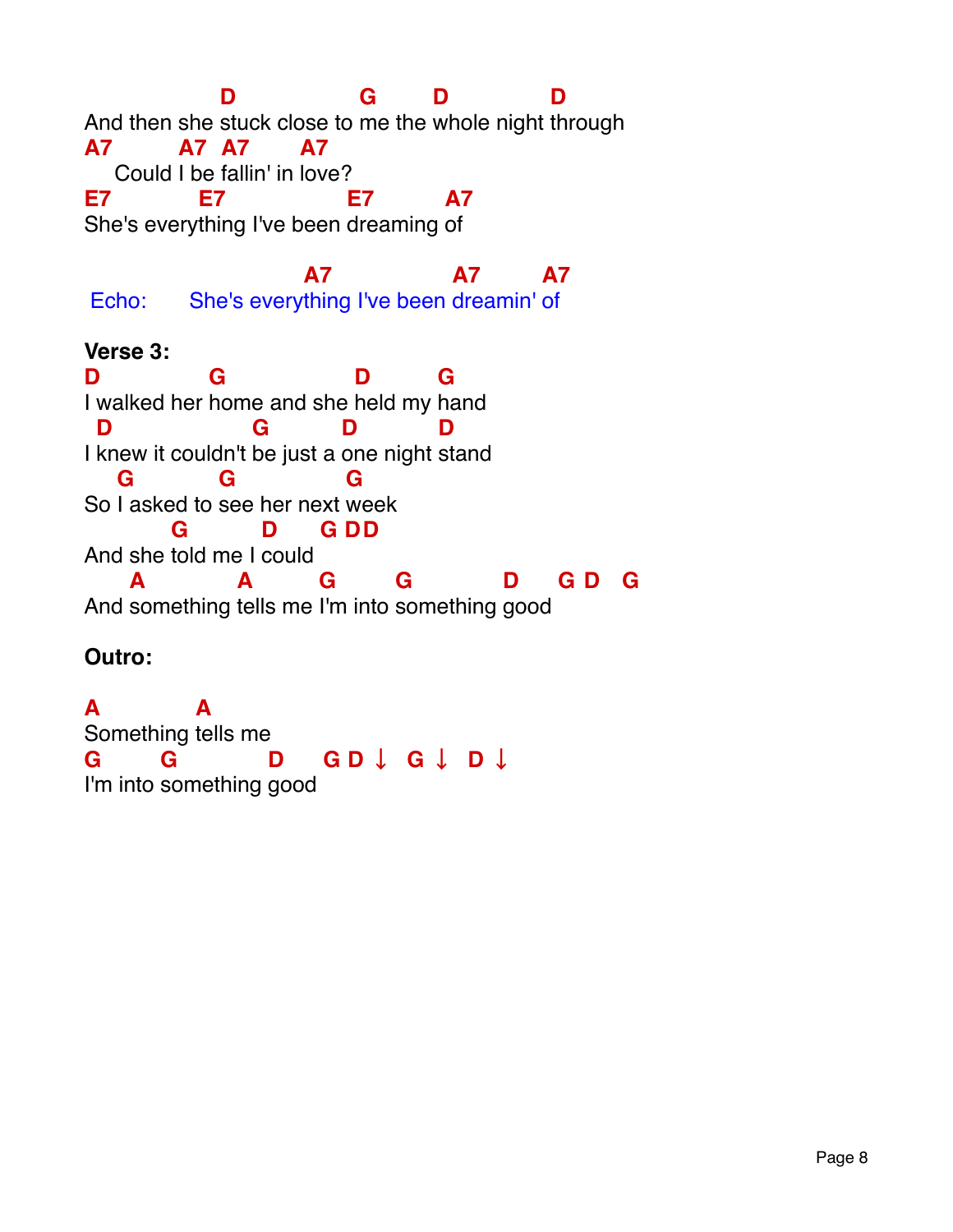```
                D               G       D            D
And then she stuck close to me the whole night through
A7        A7  A7      A7
   Could I be fallin' in love?
E7           E7                E7          A7
She's everything I've been dreaming of

                         A7               A7        A7
Echo:     She's everything I've been dreamin' of
```

**Verse 3:**

```
D            G                  D          G
I walked her home and she held my hand
 D                  G          D           D
I knew it couldn't be just a one night stand
   G           G              G
So I asked to see her next week
        G          D       G DD
And she told me I could
    A          A        G        G             D     G D   G
And something tells me I'm into something good
```

**Outro:**

```
A          A
Something tells me
G       G          D    G D ↓  G ↓  D ↓
I'm into something good
```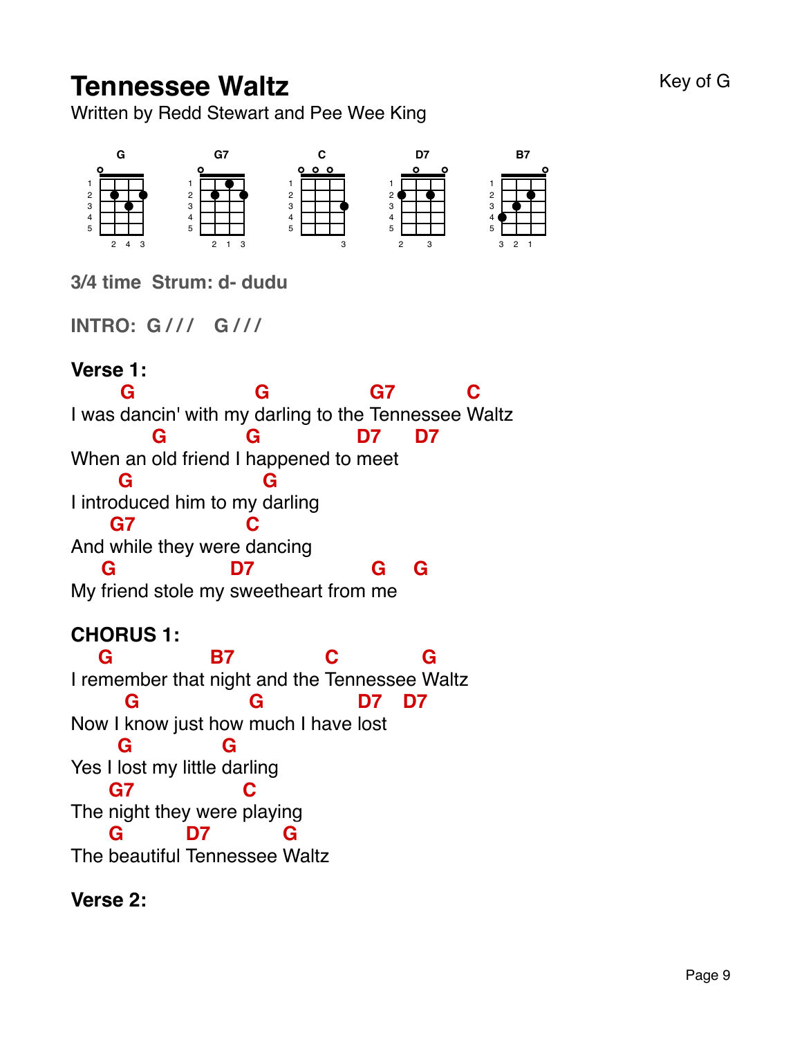# Tennessee Waltz

Key of G

Written by Redd Stewart and Pee Wee King

G  G7  C  D7  B7

**3/4 time  Strum: d- dudu**

**INTRO:  G ///   G ///**

**Verse 1:**

```
      G                 G              G7          C
I was dancin' with my darling to the Tennessee Waltz
          G           G             D7     D7
When an old friend I happened to meet
      G                 G
I introduced him to my darling
    G7                C
And while they were dancing
   G               D7                G    G
My friend stole my sweetheart from me
```

**CHORUS 1:**

```
  G             B7           C           G
I remember that night and the Tennessee Waltz
     G               G          D7    D7
Now I know just how much I have lost
     G          G
Yes I lost my little darling
    G7                C
The night they were playing
    G          D7         G
The beautiful Tennessee Waltz
```

**Verse 2:**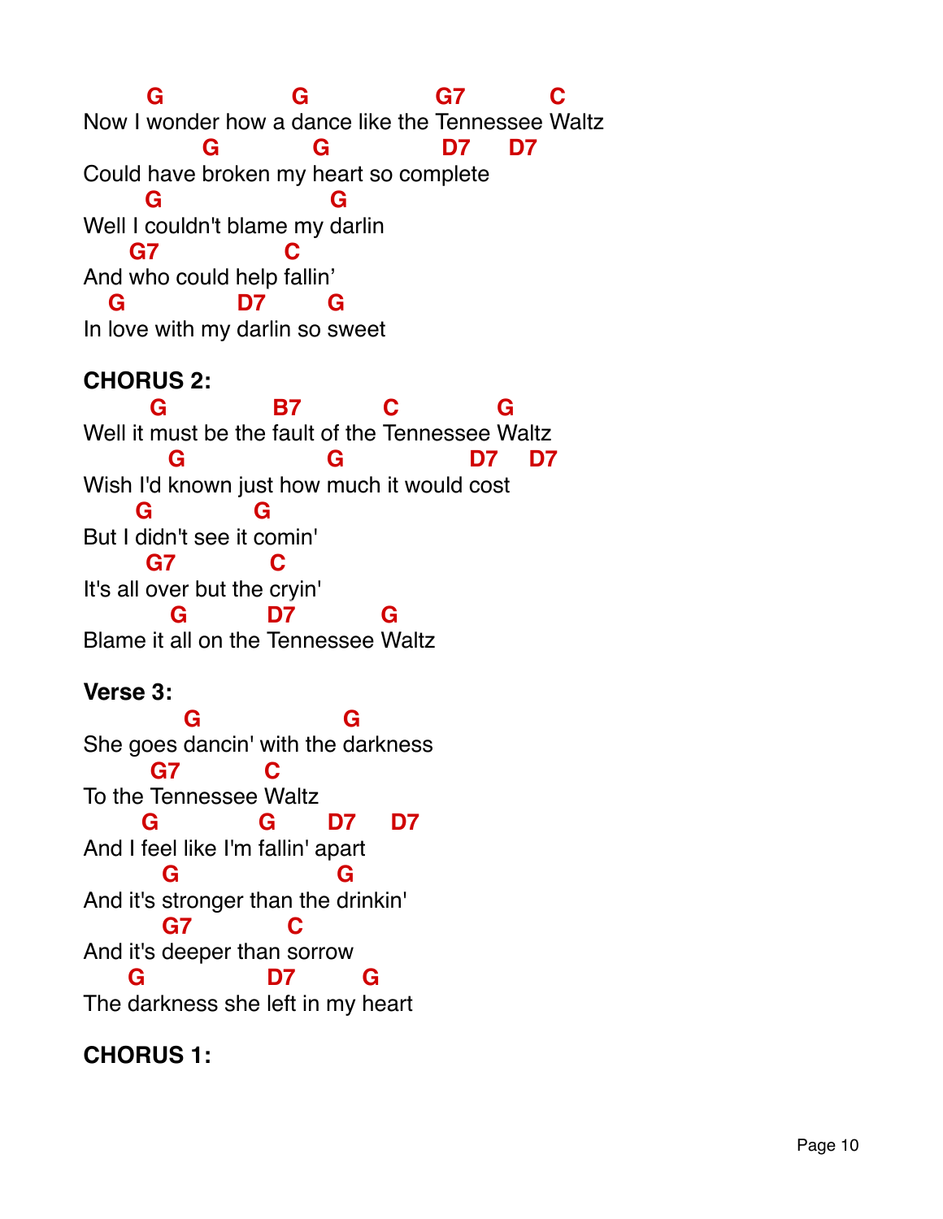```
        G              G                 G7          C
Now I wonder how a dance like the Tennessee Waltz
              G            G              D7      D7
Could have broken my heart so complete
        G                   G
Well I couldn't blame my darlin
     G7              C
And who could help fallin'
   G             D7       G
In love with my darlin so sweet
```

**CHORUS 2:**

```
        G             B7          C            G
Well it must be the fault of the Tennessee Waltz
          G                  G               D7     D7
Wish I'd known just how much it would cost
       G            G
But I didn't see it comin'
       G7           C
It's all over but the cryin'
          G          D7          G
Blame it all on the Tennessee Waltz
```

**Verse 3:**

```
            G                  G
She goes dancin' with the darkness
        G7          C
To the Tennessee Waltz
       G            G       D7      D7
And I feel like I'm fallin' apart
          G                 G
And it's stronger than the drinkin'
          G7           C
And it's deeper than sorrow
     G              D7        G
The darkness she left in my heart
```

**CHORUS 1:**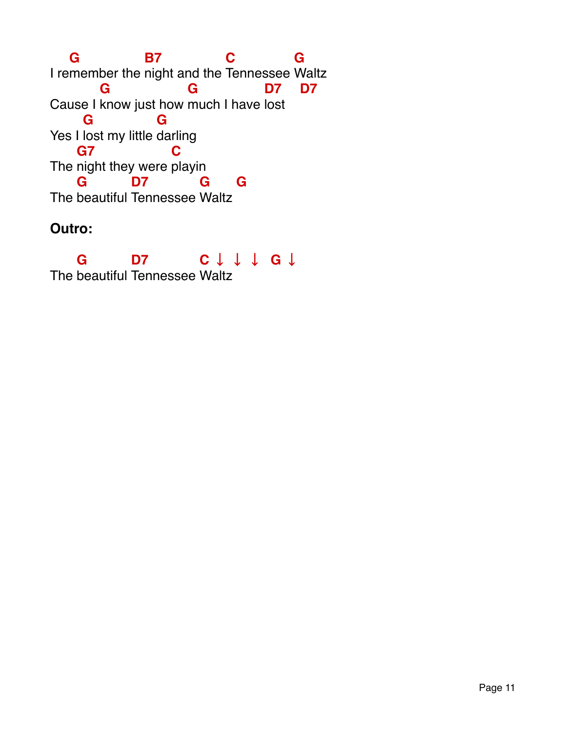```
   G           B7            C          G
I remember the night and the Tennessee Waltz
        G              G            D7    D7
Cause I know just how much I have lost
     G           G
Yes I lost my little darling
    G7              C
The night they were playin
    G        D7          G     G
The beautiful Tennessee Waltz
```

**Outro:**

```
    G        D7          C ↓  ↓  ↓  G ↓
The beautiful Tennessee Waltz
```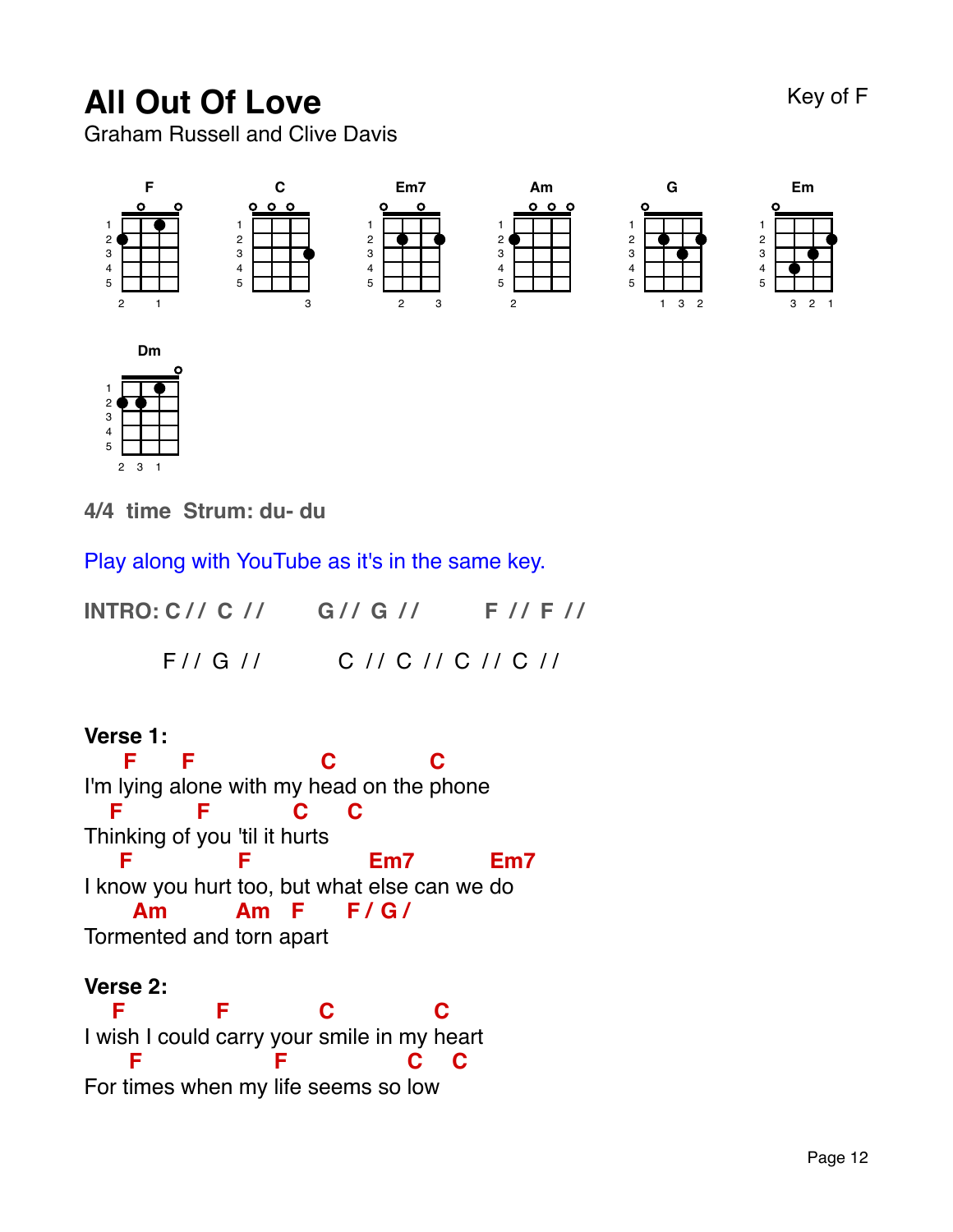# All Out Of Love

Key of F

Graham Russell and Clive Davis

F C Em7 Am G Em Dm

**4/4 time Strum: du- du**

Play along with YouTube as it's in the same key.

**INTRO: C // C // G // G // F // F //**

F // G // C // C // C // C //

**Verse 1:**

```
    F     F              C          C
I'm lying alone with my head on the phone
   F        F        C     C
Thinking of you 'til it hurts
   F          F            Em7         Em7
I know you hurt too, but what else can we do
     Am        Am   F     F / G /
Tormented and torn apart
```

**Verse 2:**

```
   F          F          C           C
I wish I could carry your smile in my heart
     F              F             C    C
For times when my life seems so low
```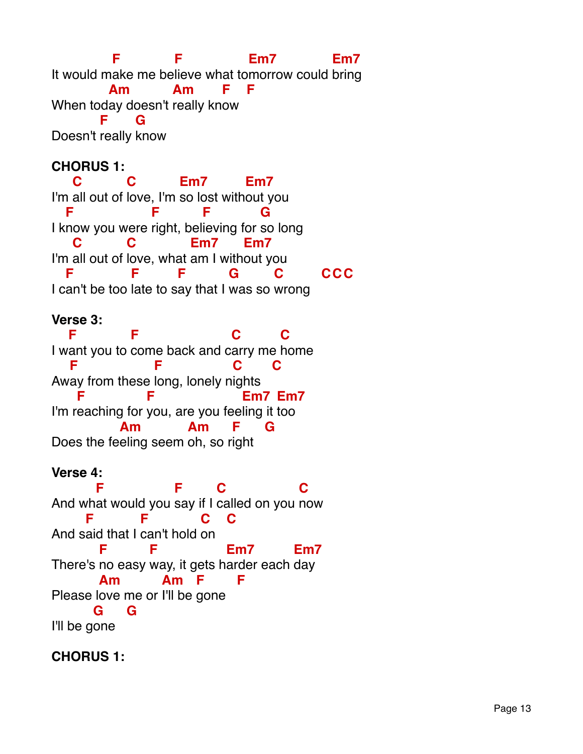```
           F           F              Em7            Em7
It would make me believe what tomorrow could bring
          Am          Am       F    F
When today doesn't really know
        F      G
Doesn't really know
```

**CHORUS 1:**

```
   C          C          Em7        Em7
I'm all out of love, I'm so lost without you
  F                F          F           G
I know you were right, believing for so long
   C          C            Em7       Em7
I'm all out of love, what am I without you
  F            F          F           G          C         C C C
I can't be too late to say that I was so wrong
```

**Verse 3:**

```
  F           F                      C         C
I want you to come back and carry me home
   F                F            C       C
Away from these long, lonely nights
    F             F                      Em7  Em7
I'm reaching for you, are you feeling it too
             Am          Am      F      G
Does the feeling seem oh, so right
```

**Verse 4:**

```
        F               F        C                C
And what would you say if I called on you now
      F           F           C    C
And said that I can't hold on
         F          F              Em7          Em7
There's no easy way, it gets harder each day
         Am          Am   F       F
Please love me or I'll be gone
        G      G
I'll be gone
```

**CHORUS 1:**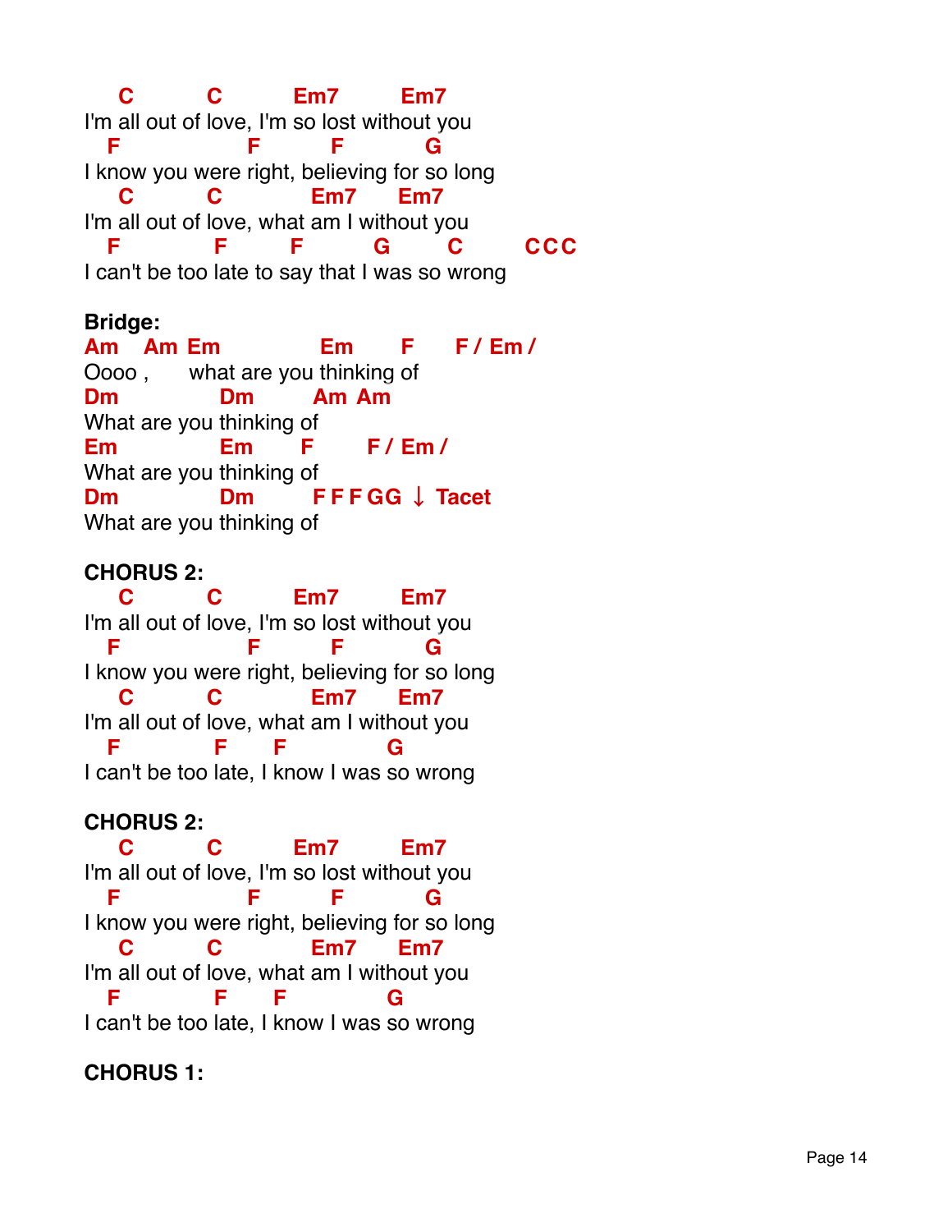```
    C          C          Em7        Em7
I'm all out of love, I'm so lost without you
  F                F         F          G
I know you were right, believing for so long
    C          C            Em7      Em7
I'm all out of love, what am I without you
  F             F       F           G        C         C C C
I can't be too late to say that I was so wrong
```

**Bridge:**

```
Am    Am  Em              Em       F      F / Em /
Oooo ,      what are you thinking of
Dm              Dm         Am  Am
What are you thinking of
Em              Em        F        F / Em /
What are you thinking of
Dm              Dm         F F F GG ↓ Tacet
What are you thinking of
```

**CHORUS 2:**

```
    C          C          Em7        Em7
I'm all out of love, I'm so lost without you
  F                F         F          G
I know you were right, believing for so long
    C          C            Em7      Em7
I'm all out of love, what am I without you
  F             F      F              G
I can't be too late, I know I was so wrong
```

**CHORUS 2:**

```
    C          C          Em7        Em7
I'm all out of love, I'm so lost without you
  F                F         F          G
I know you were right, believing for so long
    C          C            Em7      Em7
I'm all out of love, what am I without you
  F             F      F              G
I can't be too late, I know I was so wrong
```

**CHORUS 1:**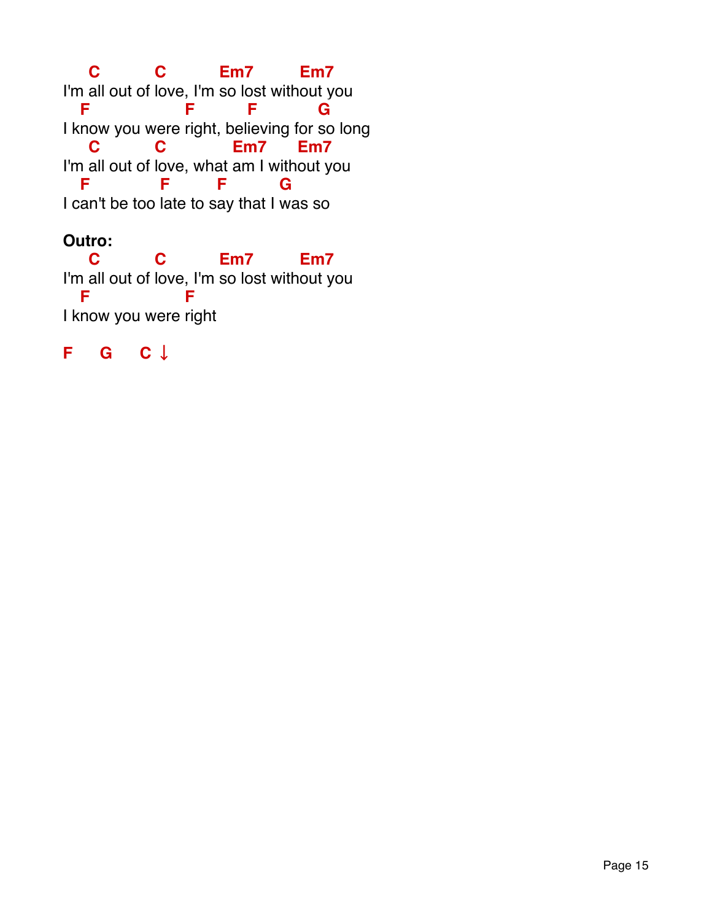```
    C          C          Em7        Em7
I'm all out of love, I'm so lost without you
  F                  F          F           G
I know you were right, believing for so long
    C          C             Em7      Em7
I'm all out of love, what am I without you
  F              F          F          G
I can't be too late to say that I was so
```

**Outro:**

```
    C          C          Em7        Em7
I'm all out of love, I'm so lost without you
  F                  F
I know you were right

F    G    C ↓
```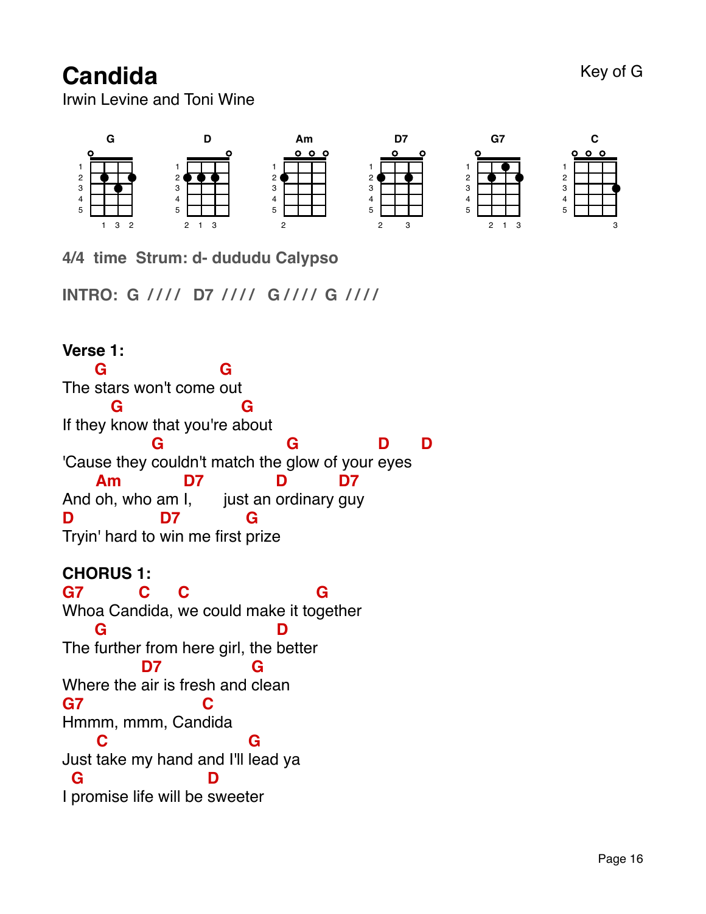# Candida

Key of G

Irwin Levine and Toni Wine

G | D | Am | D7 | G7 | C

**4/4 time Strum: d- dududu Calypso**

**INTRO: G //// D7 //// G //// G ////**

**Verse 1:**

```
     G                  G
The stars won't come out
        G                  G
If they know that you're about
              G                   G             D     D
'Cause they couldn't match the glow of your eyes
     Am           D7           D         D7
And oh, who am I,      just an ordinary guy
D              D7           G
Tryin' hard to win me first prize
```

**CHORUS 1:**

```
G7         C     C                    G
Whoa Candida, we could make it together
     G                            D
The further from here girl, the better
            D7              G
Where the air is fresh and clean
G7                      C
Hmmm, mmm, Candida
     C                      G
Just take my hand and I'll lead ya
  G                     D
I promise life will be sweeter
```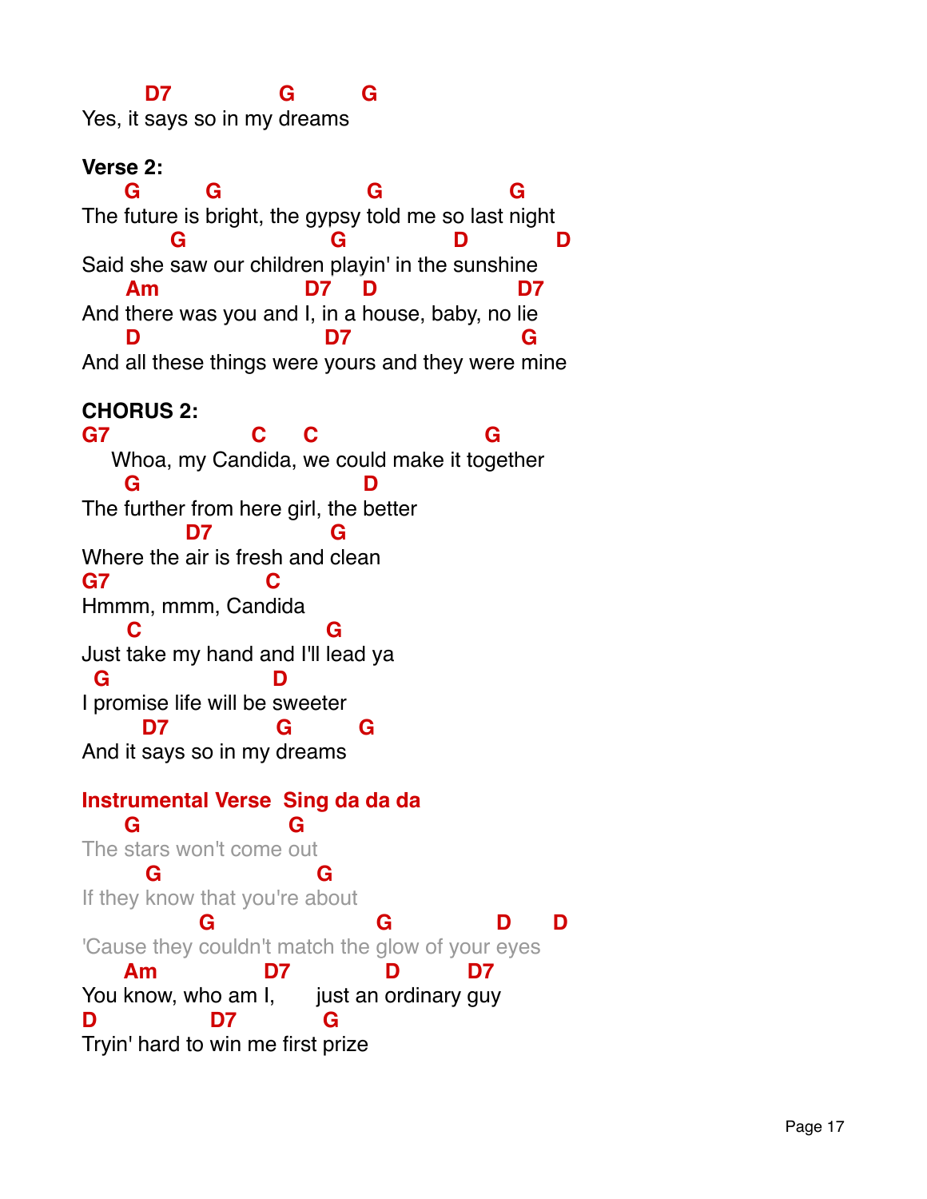```
        D7              G         G
Yes, it says so in my dreams
```

**Verse 2:**

```
     G         G                    G                  G
The future is bright, the gypsy told me so last night
           G                    G               D            D
Said she saw our children playin' in the sunshine
     Am                   D7     D                D7
And there was you and I, in a house, baby, no lie
     D                    D7                     G
And all these things were yours and they were mine
```

**CHORUS 2:**

```
G7                    C      C                        G
    Whoa, my Candida, we could make it together
     G                                   D
The further from here girl, the better
            D7                G
Where the air is fresh and clean
G7                    C
Hmmm, mmm, Candida
     C                       G
Just take my hand and I'll lead ya
  G                    D
I promise life will be sweeter
        D7              G         G
And it says so in my dreams
```

**Instrumental Verse  Sing da da da**

```
     G                    G
The stars won't come out
        G                  G
If they know that you're about
             G                    G               D       D
'Cause they couldn't match the glow of your eyes
     Am               D7              D          D7
You know, who am I,      just an ordinary guy
D              D7            G
Tryin' hard to win me first prize
```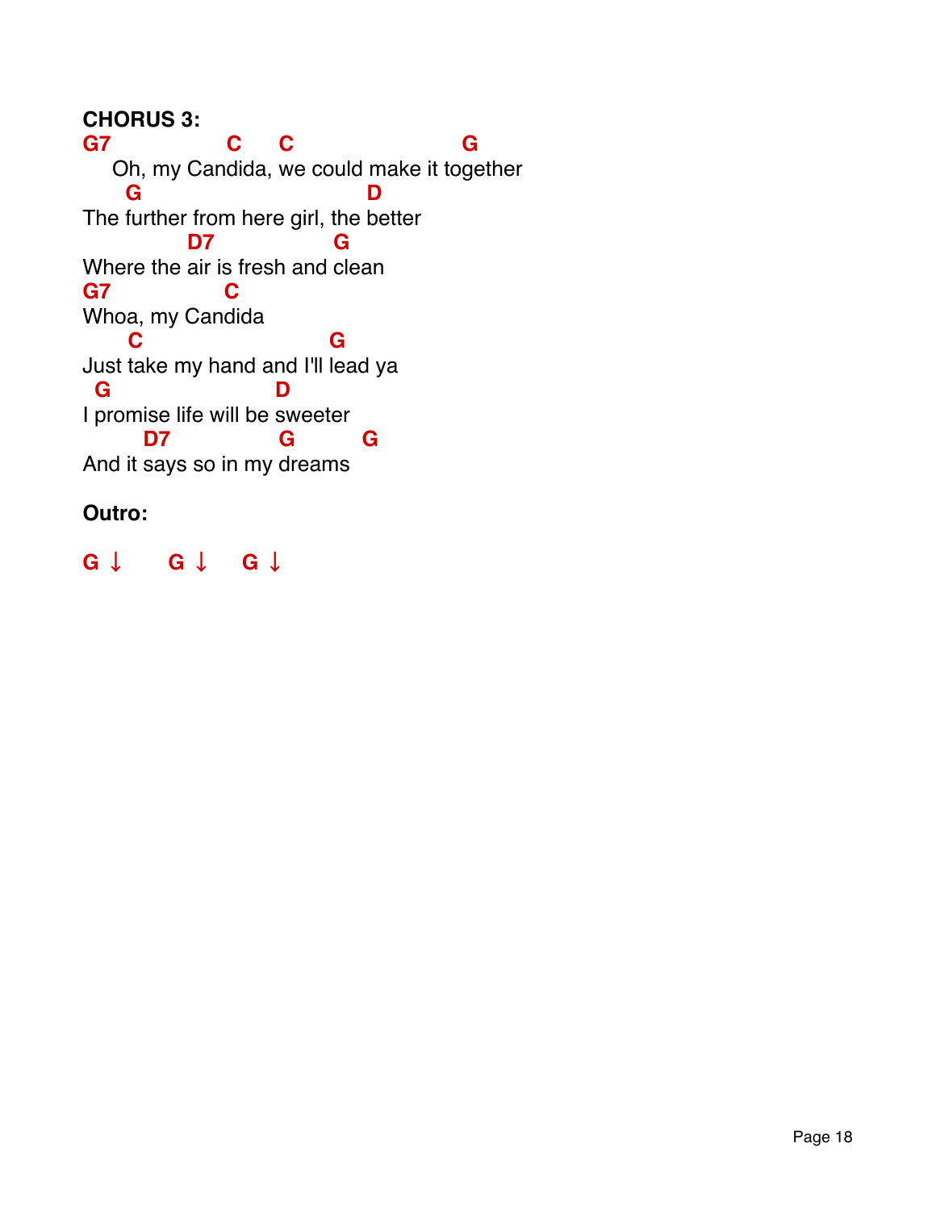**CHORUS 3:**

```
G7                 C      C                  G
    Oh, my Candida, we could make it together
      G                                D
The further from here girl, the better
              D7                  G
Where the air is fresh and clean
G7                 C
Whoa, my Candida
      C                          G
Just take my hand and I'll lead ya
  G                      D
I promise life will be sweeter
        D7                 G            G
And it says so in my dreams
```

**Outro:**

G ↓  G ↓  G ↓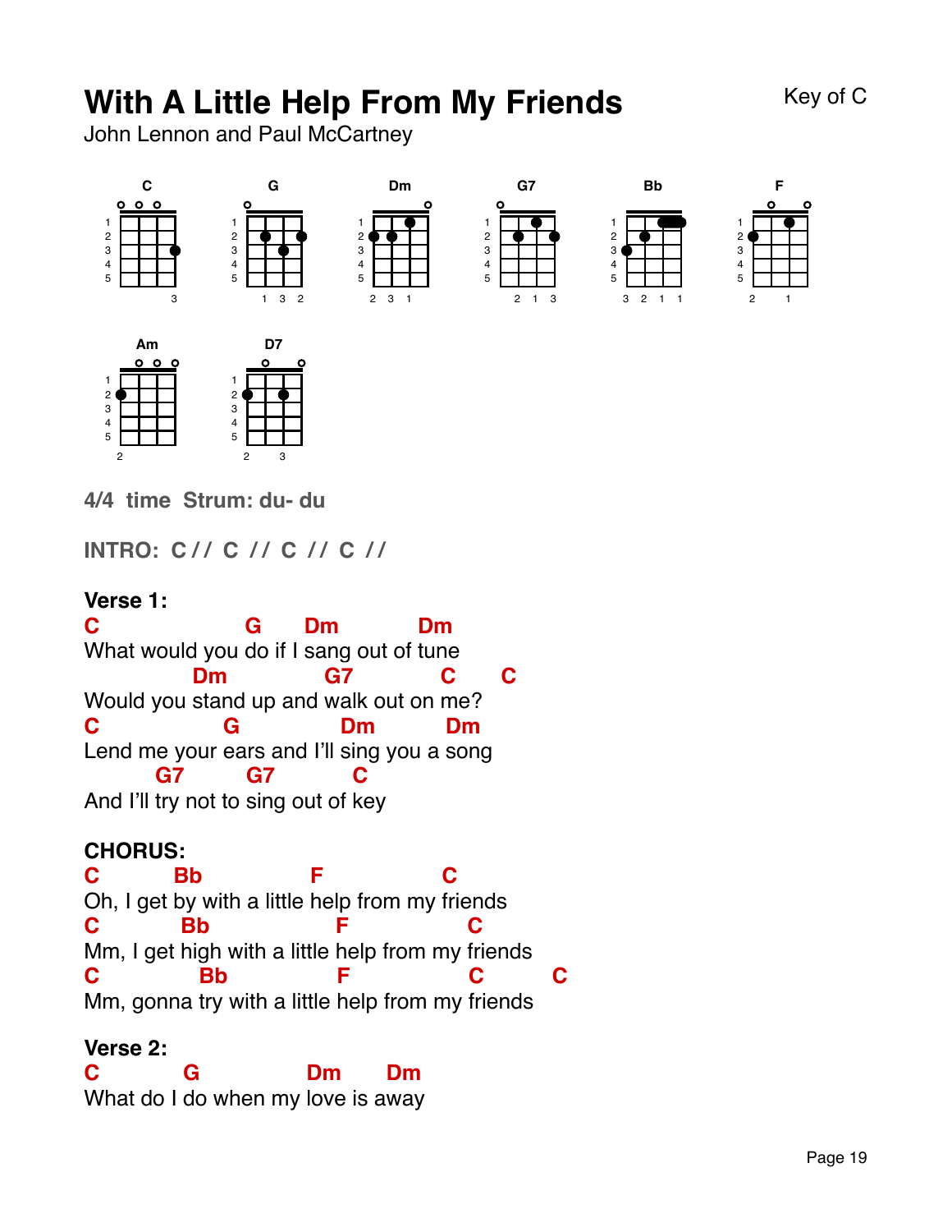# With A Little Help From My Friends

Key of C

John Lennon and Paul McCartney

C G Dm G7 Bb F

Am D7

**4/4 time Strum: du- du**

**INTRO: C // C // C // C //**

**Verse 1:**

```
C                 G      Dm           Dm
What would you do if I sang out of tune
            Dm              G7           C      C
Would you stand up and walk out on me?
C                G              Dm          Dm
Lend me your ears and I'll sing you a song
         G7         G7           C
And I'll try not to sing out of key
```

**CHORUS:**

```
C          Bb              F              C
Oh, I get by with a little help from my friends
C          Bb                F              C
Mm, I get high with a little help from my friends
C               Bb              F              C        C
Mm, gonna try with a little help from my friends
```

**Verse 2:**

```
C          G              Dm      Dm
What do I do when my love is away
```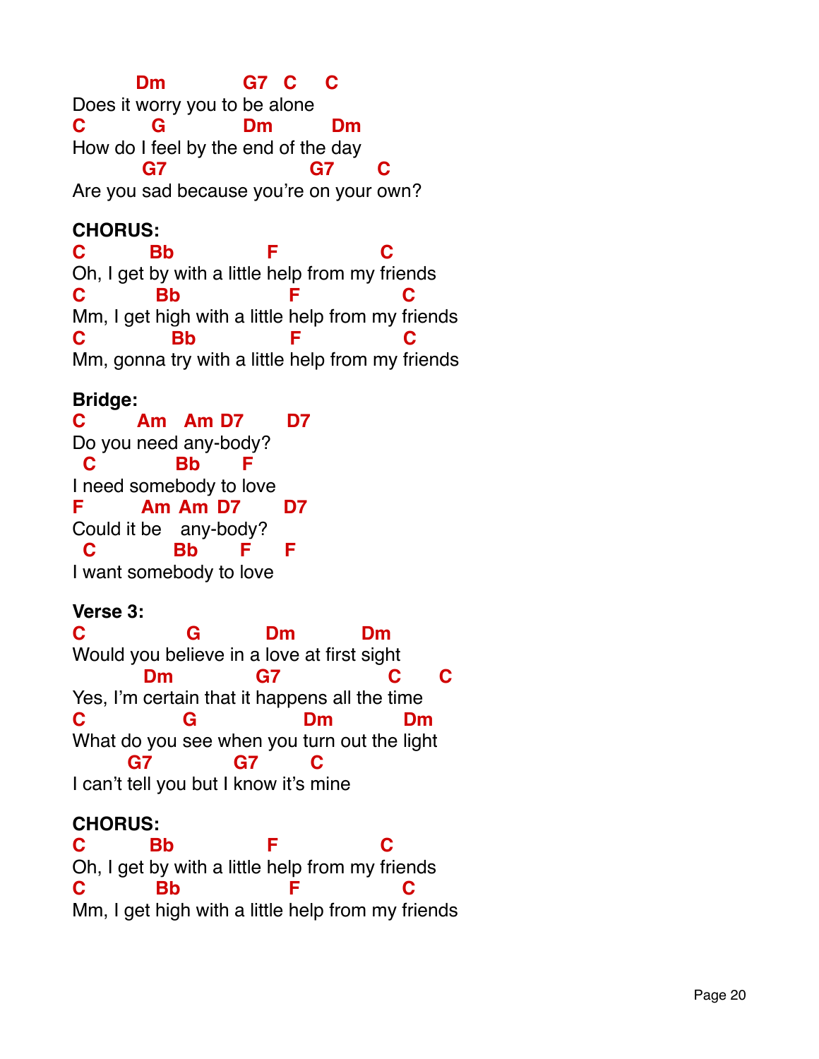```
         Dm            G7   C     C
Does it worry you to be alone
C          G            Dm          Dm
How do I feel by the end of the day
         G7                      G7       C
Are you sad because you're on your own?
```

**CHORUS:**

```
C          Bb              F                C
Oh, I get by with a little help from my friends
C           Bb               F                C
Mm, I get high with a little help from my friends
C              Bb             F               C
Mm, gonna try with a little help from my friends
```

**Bridge:**

```
C        Am   Am  D7       D7
Do you need any-body?
  C            Bb       F
I need somebody to love
F          Am  Am  D7       D7
Could it be    any-body?
  C            Bb       F     F
I want somebody to love
```

**Verse 3:**

```
C              G          Dm           Dm
Would you believe in a love at first sight
           Dm             G7                  C      C
Yes, I'm certain that it happens all the time
C              G                Dm             Dm
What do you see when you turn out the light
        G7              G7         C
I can't tell you but I know it's mine
```

**CHORUS:**

```
C          Bb              F                C
Oh, I get by with a little help from my friends
C           Bb               F                C
Mm, I get high with a little help from my friends
```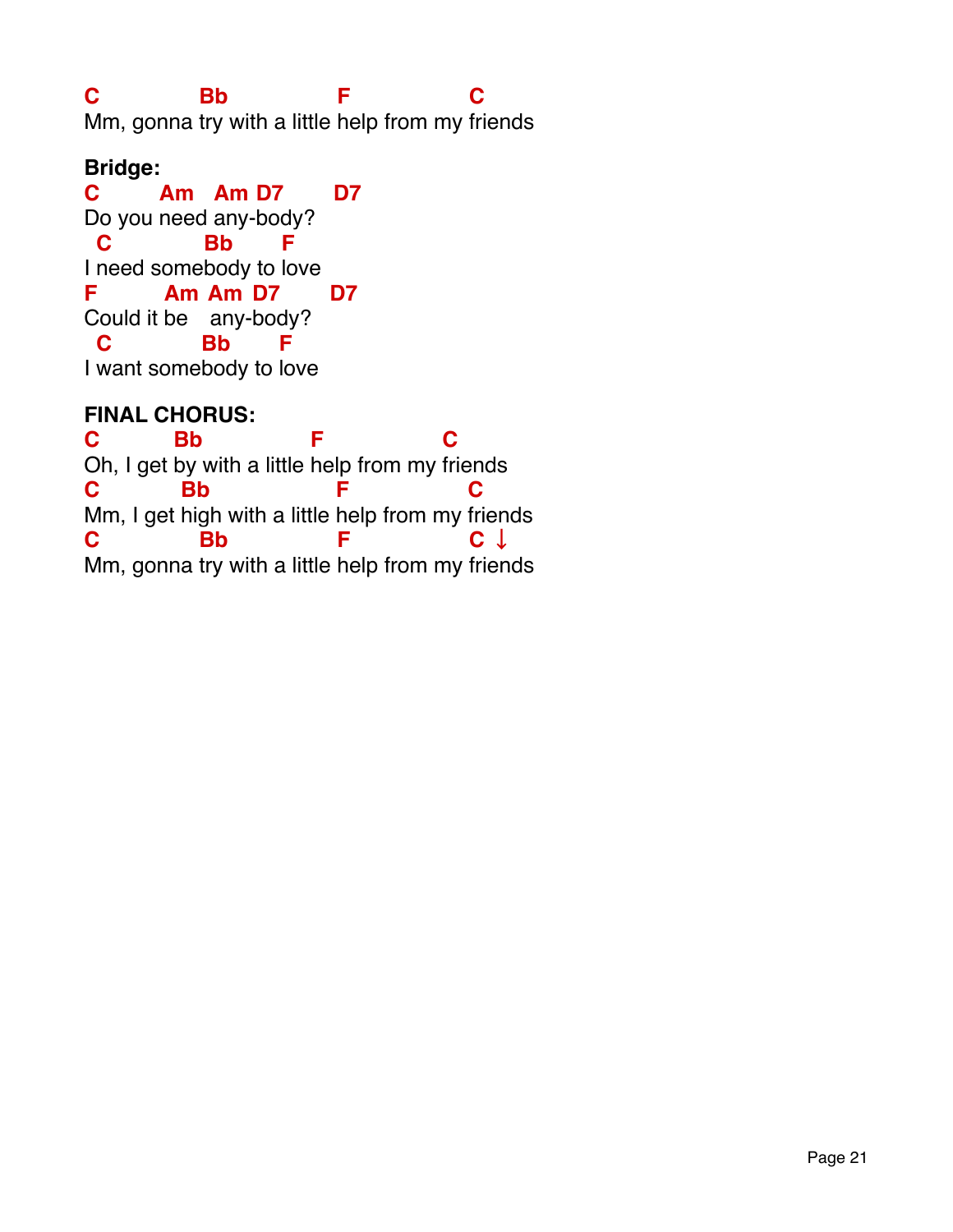```
C           Bb            F             C
Mm, gonna try with a little help from my friends
```

**Bridge:**

```
C       Am   Am D7       D7
Do you need any-body?
 C          Bb      F
I need somebody to love
F        Am  Am  D7       D7
Could it be   any-body?
 C          Bb      F
I want somebody to love
```

**FINAL CHORUS:**

```
C        Bb            F             C
Oh, I get by with a little help from my friends
C         Bb             F             C
Mm, I get high with a little help from my friends
C           Bb            F             C ↓
Mm, gonna try with a little help from my friends
```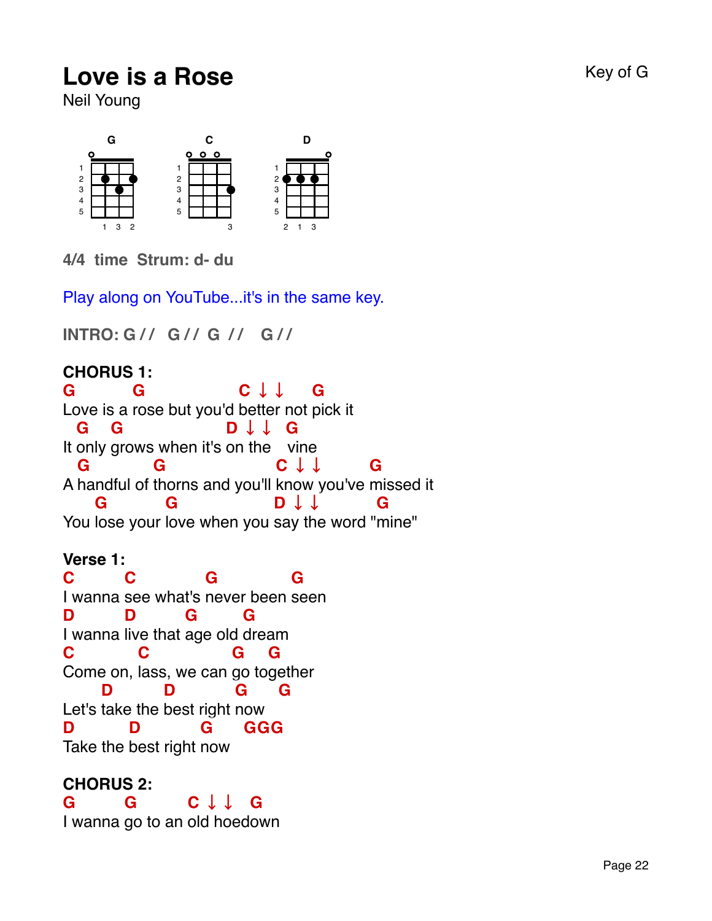# Love is a Rose

Neil Young

Key of G

G C D

**4/4 time Strum: d- du**

Play along on YouTube...it's in the same key.

**INTRO: G / / G / / G / / G / /**

**CHORUS 1:**

```
G          G                 C ↓ ↓     G
Love is a rose but you'd better not pick it
  G   G                  D ↓ ↓   G
It only grows when it's on the    vine
  G          G                  C ↓ ↓        G
A handful of thorns and you'll know you've missed it
     G          G                D ↓ ↓       G
You lose your love when you say the word "mine"
```

**Verse 1:**

```
C         C           G            G
I wanna see what's never been seen
D         D        G         G
I wanna live that age old dream
C           C            G    G
Come on, lass, we can go together
      D        D           G     G
Let's take the best right now
D          D          G      GGG
Take the best right now
```

**CHORUS 2:**

```
G        G        C ↓ ↓   G
I wanna go to an old hoedown
```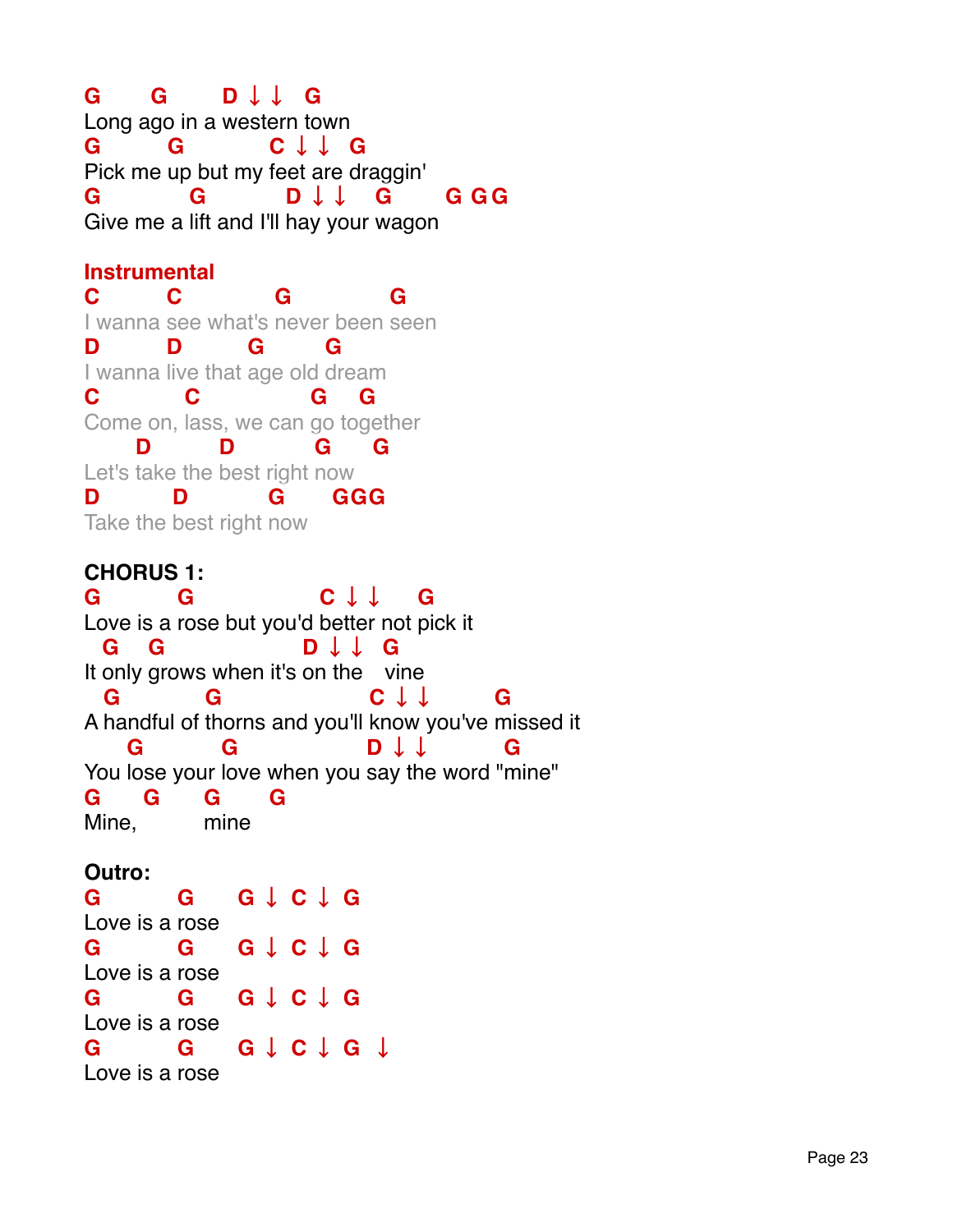```
G      G       D ↓ ↓  G
Long ago in a western town
G        G           C ↓ ↓  G
Pick me up but my feet are draggin'
G           G          D ↓ ↓   G       G G G
Give me a lift and I'll hay your wagon
```

**Instrumental**

```
C        C           G             G
I wanna see what's never been seen
D        D         G        G
I wanna live that age old dream
C           C              G    G
Come on, lass, we can go together
     D         D           G     G
Let's take the best right now
D         D          G      GGG
Take the best right now
```

**CHORUS 1:**

```
G          G                C ↓ ↓     G
Love is a rose but you'd better not pick it
  G   G                   D ↓ ↓  G
It only grows when it's on the   vine
  G           G                   C ↓ ↓        G
A handful of thorns and you'll know you've missed it
     G           G                 D ↓ ↓         G
You lose your love when you say the word "mine"
G     G       G      G
Mine,         mine
```

**Outro:**

```
G          G     G ↓ C ↓ G
Love is a rose
G          G     G ↓ C ↓ G
Love is a rose
G          G     G ↓ C ↓ G
Love is a rose
G          G     G ↓ C ↓ G  ↓
Love is a rose
```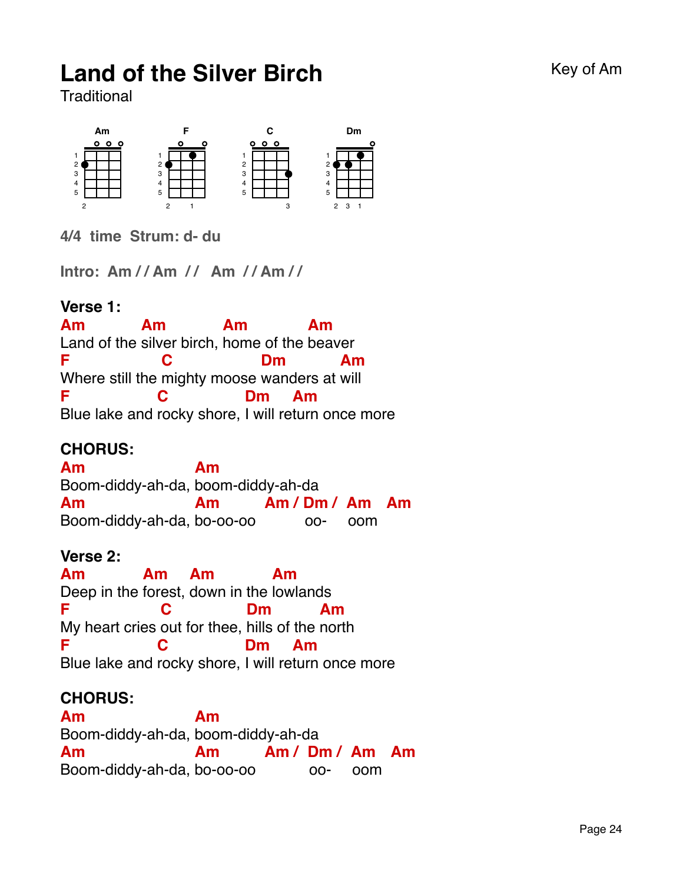# Land of the Silver Birch

Key of Am

Traditional

Am F C Dm

**4/4 time Strum: d- du**

**Intro: Am / / Am / / Am / / Am / /**

**Verse 1:**

```
Am          Am          Am            Am
Land of the silver birch, home of the beaver
F             C              Dm           Am
Where still the mighty moose wanders at will
F             C            Dm     Am
Blue lake and rocky shore, I will return once more
```

**CHORUS:**

```
Am                 Am
Boom-diddy-ah-da, boom-diddy-ah-da
Am                 Am         Am / Dm /  Am   Am
Boom-diddy-ah-da, bo-oo-oo          oo-     oom
```

**Verse 2:**

```
Am          Am     Am           Am
Deep in the forest, down in the lowlands
F             C            Dm          Am
My heart cries out for thee, hills of the north
F             C            Dm     Am
Blue lake and rocky shore, I will return once more
```

**CHORUS:**

```
Am                 Am
Boom-diddy-ah-da, boom-diddy-ah-da
Am                 Am         Am /  Dm /  Am   Am
Boom-diddy-ah-da, bo-oo-oo           oo-     oom
```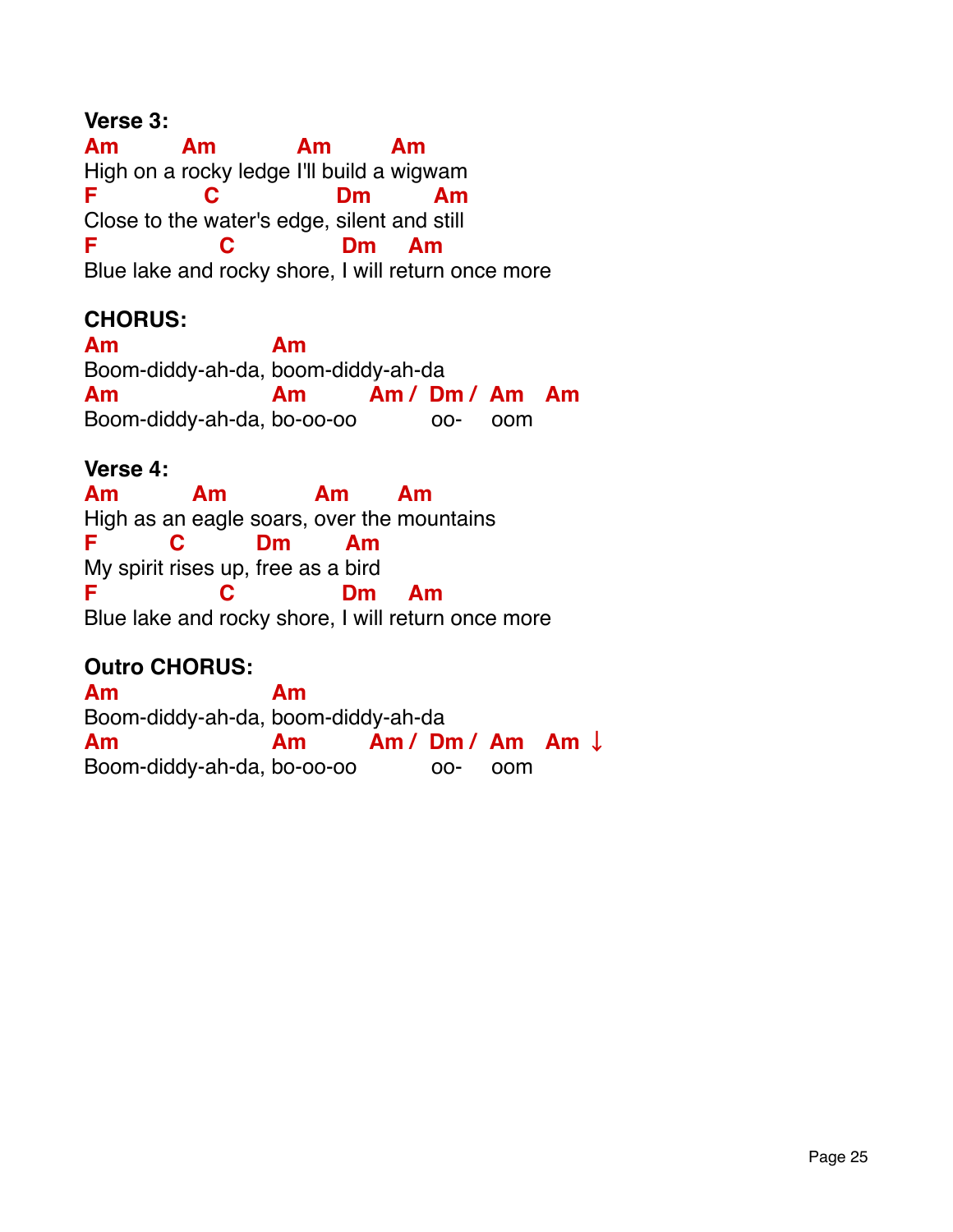**Verse 3:**

```
Am        Am           Am        Am
High on a rocky ledge I'll build a wigwam
F             C              Dm         Am
Close to the water's edge, silent and still
F               C             Dm     Am
Blue lake and rocky shore, I will return once more
```

**CHORUS:**

```
Am                    Am
Boom-diddy-ah-da, boom-diddy-ah-da
Am                    Am          Am /  Dm /  Am    Am
Boom-diddy-ah-da, bo-oo-oo              oo-     oom
```

**Verse 4:**

```
Am          Am           Am        Am
High as an eagle soars, over the mountains
F        C          Dm        Am
My spirit rises up, free as a bird
F               C             Dm     Am
Blue lake and rocky shore, I will return once more
```

**Outro CHORUS:**

```
Am                    Am
Boom-diddy-ah-da, boom-diddy-ah-da
Am                    Am          Am /  Dm /  Am    Am ↓
Boom-diddy-ah-da, bo-oo-oo              oo-     oom
```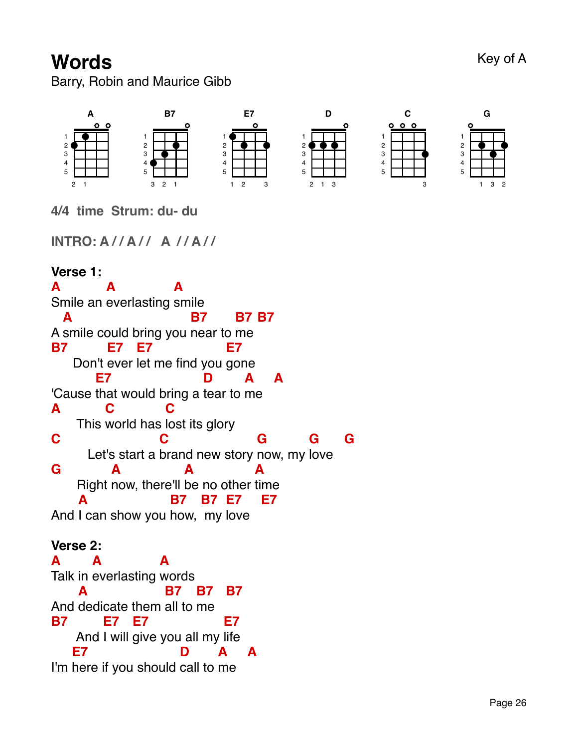# Words

Key of A

Barry, Robin and Maurice Gibb

A B7 E7 D C G

**4/4 time Strum: du- du**

**INTRO: A / / A / /   A / / A / /**

**Verse 1:**

```
A         A           A
Smile an everlasting smile
  A                      B7     B7 B7
A smile could bring you near to me
B7        E7   E7             E7
    Don't ever let me find you gone
       E7                 D      A    A
'Cause that would bring a tear to me
A        C         C
    This world has lost its glory
C                C                G        G     G
      Let's start a brand new story now, my love
G         A           A           A
    Right now, there'll be no other time
    A                B7   B7  E7   E7
And I can show you how,  my love
```

**Verse 2:**

```
A     A          A
Talk in everlasting words
    A                B7   B7   B7
And dedicate them all to me
B7       E7   E7             E7
    And I will give you all my life
   E7                D      A    A
I'm here if you should call to me
```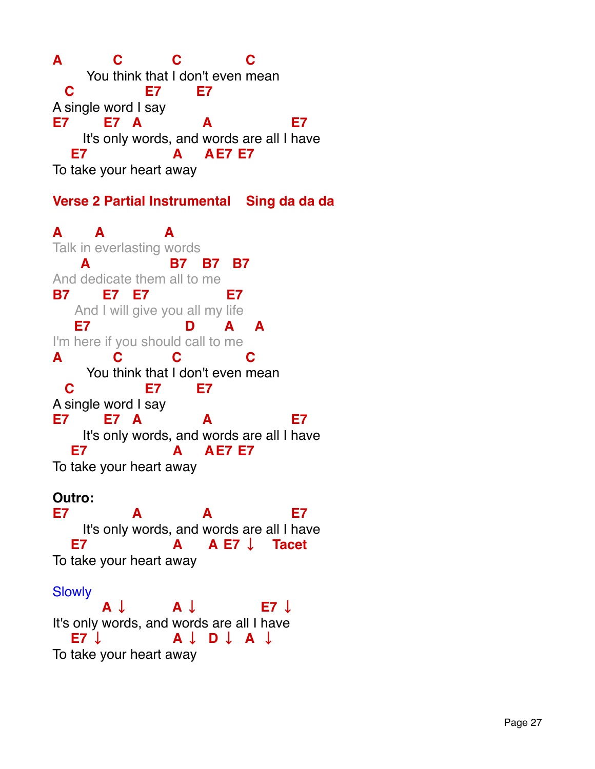```
A          C          C             C
       You think that I don't even mean
  C               E7        E7
A single word I say
E7        E7   A            A               E7
       It's only words, and words are all I have
   E7                  A      A E7  E7
To take your heart away
```

**Verse 2 Partial Instrumental    Sing da da da**

```
A      A           A
Talk in everlasting words
      A                 B7    B7    B7
And dedicate them all to me
B7       E7   E7                  E7
     And I will give you all my life
    E7                   D       A     A
I'm here if you should call to me
A          C          C             C
       You think that I don't even mean
  C               E7        E7
A single word I say
E7        E7   A            A               E7
       It's only words, and words are all I have
   E7                  A      A E7  E7
To take your heart away
```

**Outro:**

```
E7             A            A               E7
       It's only words, and words are all I have
   E7                  A       A  E7 ↓    Tacet
To take your heart away
```

Slowly

```
            A ↓          A ↓              E7 ↓
It's only words, and words are all I have
   E7 ↓                A ↓   D ↓   A  ↓
To take your heart away
```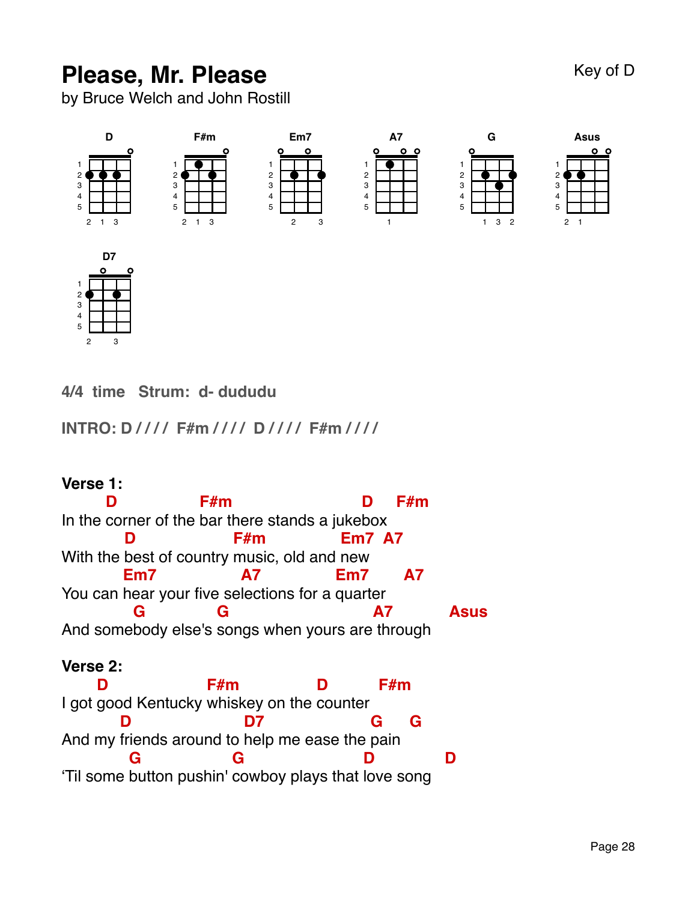# Please, Mr. Please

by Bruce Welch and John Rostill

Key of D

D F#m Em7 A7 G Asus

D7

**4/4 time Strum: d- dududu**

**INTRO: D //// F#m //// D //// F#m ////**

**Verse 1:**

```
        D              F#m                        D     F#m
In the corner of the bar there stands a jukebox
           D              F#m               Em7  A7
With the best of country music, old and new
          Em7            A7            Em7       A7
You can hear your five selections for a quarter
            G            G                        A7          Asus
And somebody else's songs when yours are through
```

**Verse 2:**

```
      D               F#m              D          F#m
I got good Kentucky whiskey on the counter
          D             D7                   G      G
And my friends around to help me ease the pain
           G              G                  D            D
'Til some button pushin' cowboy plays that love song
```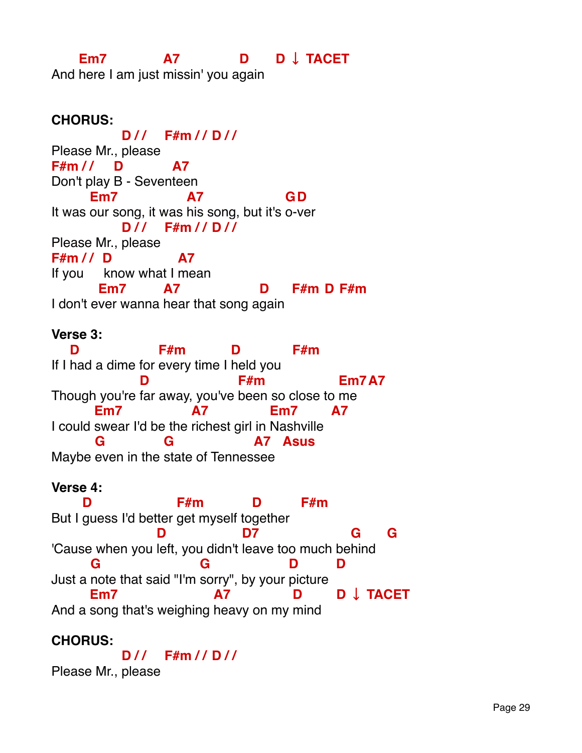```
      Em7            A7              D       D ↓ TACET
And here I am just missin' you again
```

**CHORUS:**

```
              D / /    F#m / / D / /
Please Mr., please
F#m / /     D          A7
Don't play B - Seventeen
       Em7               A7                GD
It was our song, it was his song, but it's o-ver
              D / /    F#m / / D / /
Please Mr., please
F#m / /  D              A7
If you     know what I mean
         Em7         A7                D      F#m D F#m
I don't ever wanna hear that song again
```

**Verse 3:**

```
   D                 F#m          D           F#m
If I had a dime for every time I held you
                  D                   F#m                Em7 A7
Though you're far away, you've been so close to me
        Em7                A7             Em7        A7
I could swear I'd be the richest girl in Nashville
        G             G                  A7   Asus
Maybe even in the state of Tennessee
```

**Verse 4:**

```
      D                  F#m          D         F#m
But I guess I'd better get myself together
                       D              D7                   G      G
'Cause when you left, you didn't leave too much behind
        G                  G                 D         D
Just a note that said "I'm sorry", by your picture
       Em7                     A7               D        D ↓ TACET
And a song that's weighing heavy on my mind
```

**CHORUS:**

```
              D / /    F#m / / D / /
Please Mr., please
```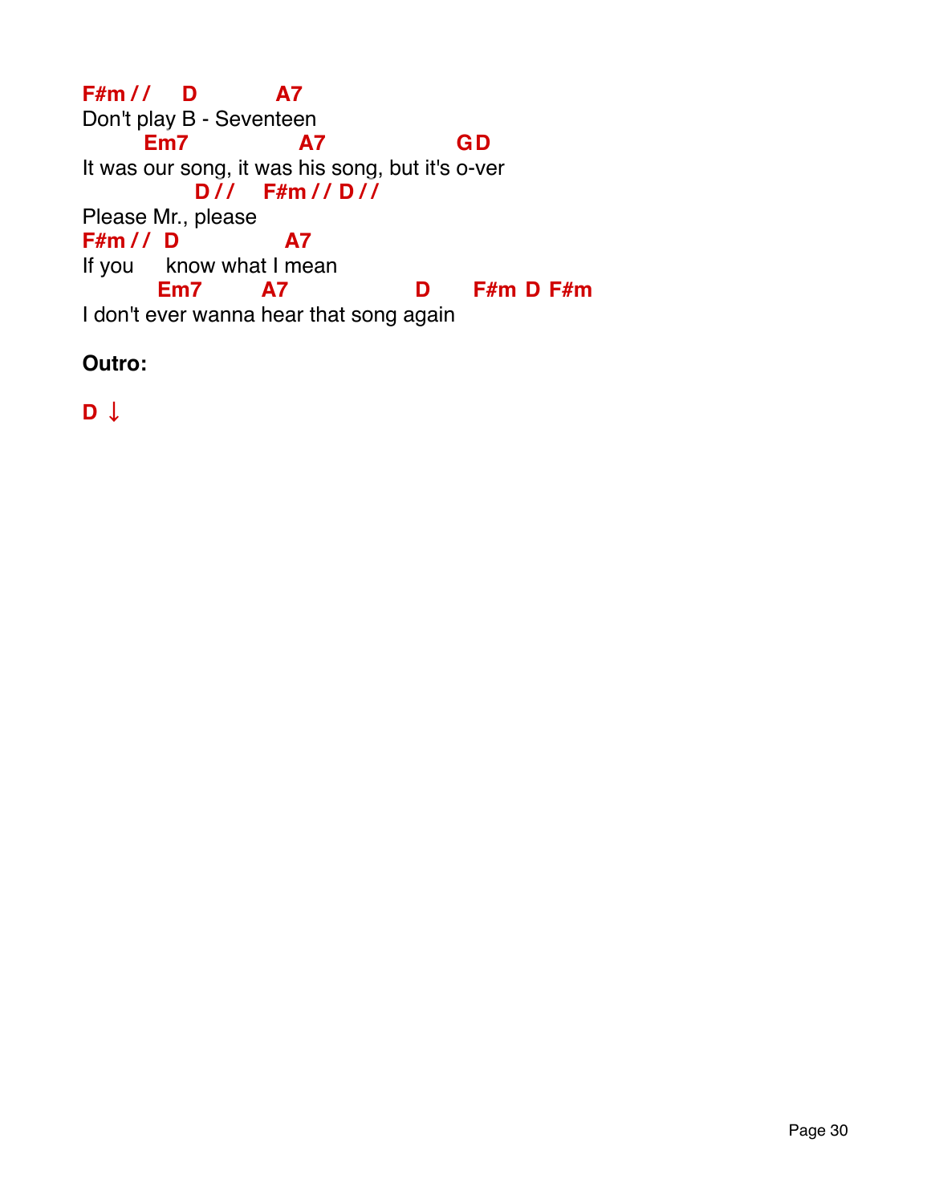```
F#m //     D            A7
Don't play B - Seventeen
        Em7                A7                  G D
It was our song, it was his song, but it's o-ver
              D //    F#m // D //
Please Mr., please
F#m //  D              A7
If you     know what I mean
          Em7         A7                 D      F#m  D  F#m
I don't ever wanna hear that song again
```

**Outro:**

```
D ↓
```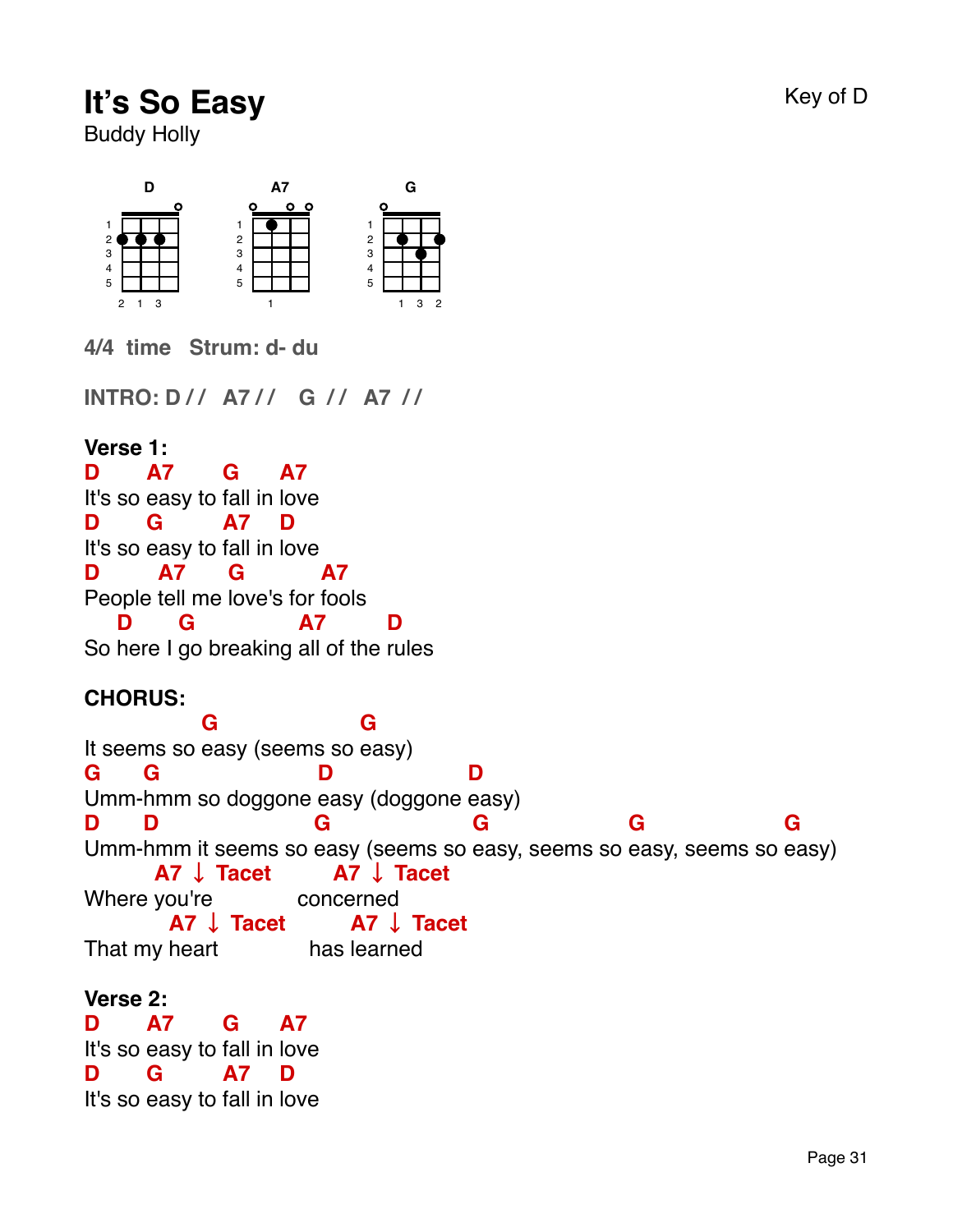# It's So Easy

Buddy Holly

Key of D

D A7 G

**4/4 time   Strum: d- du**

**INTRO: D //   A7 //   G //   A7 //**

**Verse 1:**

```
D      A7      G     A7
It's so easy to fall in love
D      G       A7    D
It's so easy to fall in love
D        A7    G         A7
People tell me love's for fools
   D      G             A7        D
So here I go breaking all of the rules
```

**CHORUS:**

```
              G                 G
It seems so easy (seems so easy)
G     G                   D                 D
Umm-hmm so doggone easy (doggone easy)
D     D                   G                 G                 G                 G
Umm-hmm it seems so easy (seems so easy, seems so easy, seems so easy)
        A7 ↓ Tacet        A7 ↓ Tacet
Where you're           concerned
          A7 ↓ Tacet        A7 ↓ Tacet
That my heart            has learned
```

**Verse 2:**

```
D      A7      G     A7
It's so easy to fall in love
D      G       A7    D
It's so easy to fall in love
```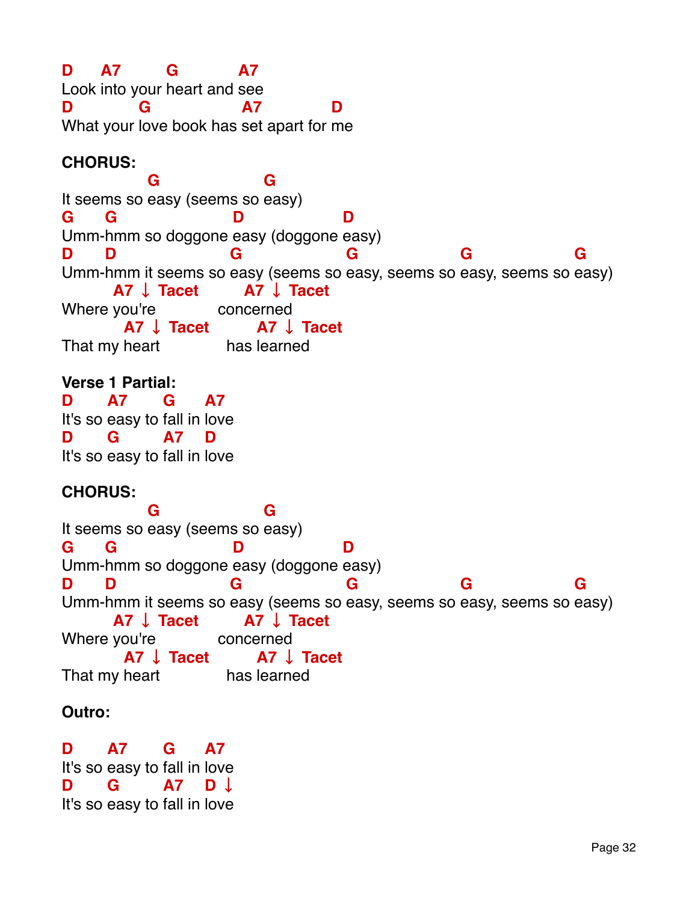```
D     A7        G           A7
Look into your heart and see
D           G                A7            D
What your love book has set apart for me
```

**CHORUS:**

```
              G                  G
It seems so easy (seems so easy)
G     G                   D                D
Umm-hmm so doggone easy (doggone easy)
D     D                 G                 G                  G                  G
Umm-hmm it seems so easy (seems so easy, seems so easy, seems so easy)
        A7 ↓ Tacet       A7 ↓ Tacet
Where you're          concerned
          A7 ↓ Tacet        A7 ↓ Tacet
That my heart            has learned
```

**Verse 1 Partial:**

```
D      A7      G      A7
It's so easy to fall in love
D      G       A7    D
It's so easy to fall in love
```

**CHORUS:**

```
              G                  G
It seems so easy (seems so easy)
G     G                   D                D
Umm-hmm so doggone easy (doggone easy)
D     D                 G                 G                  G                  G
Umm-hmm it seems so easy (seems so easy, seems so easy, seems so easy)
        A7 ↓ Tacet       A7 ↓ Tacet
Where you're          concerned
          A7 ↓ Tacet        A7 ↓ Tacet
That my heart            has learned
```

**Outro:**

```
D      A7      G      A7
It's so easy to fall in love
D      G       A7    D ↓
It's so easy to fall in love
```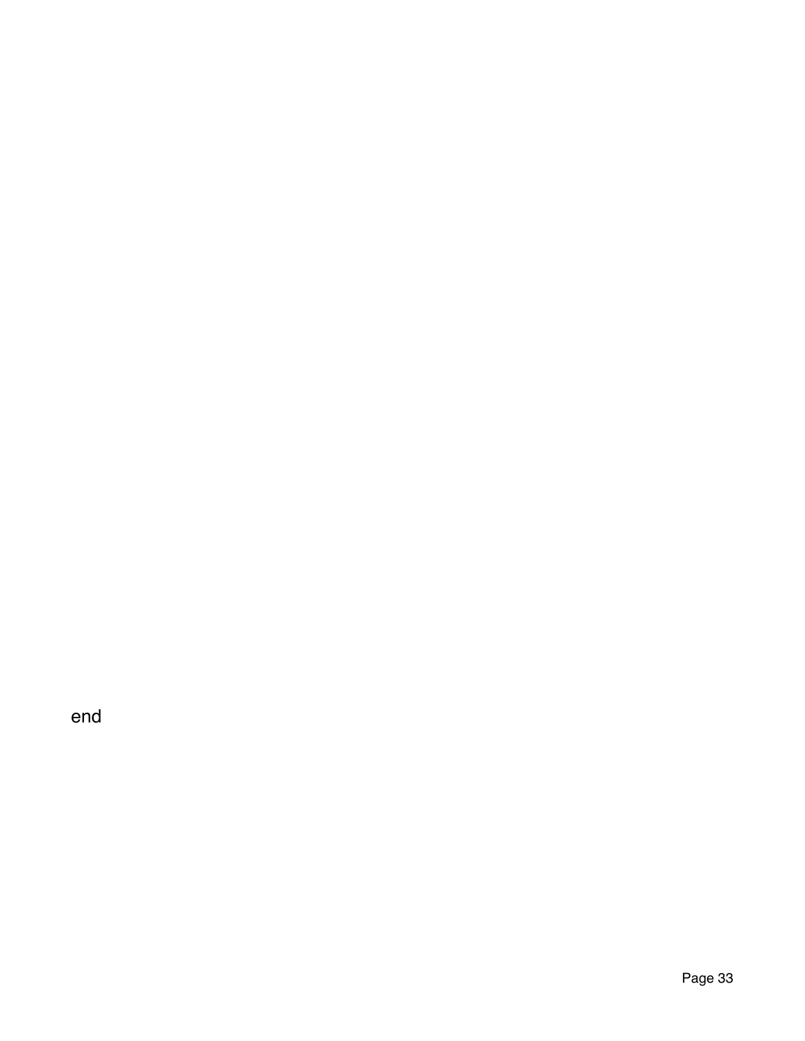end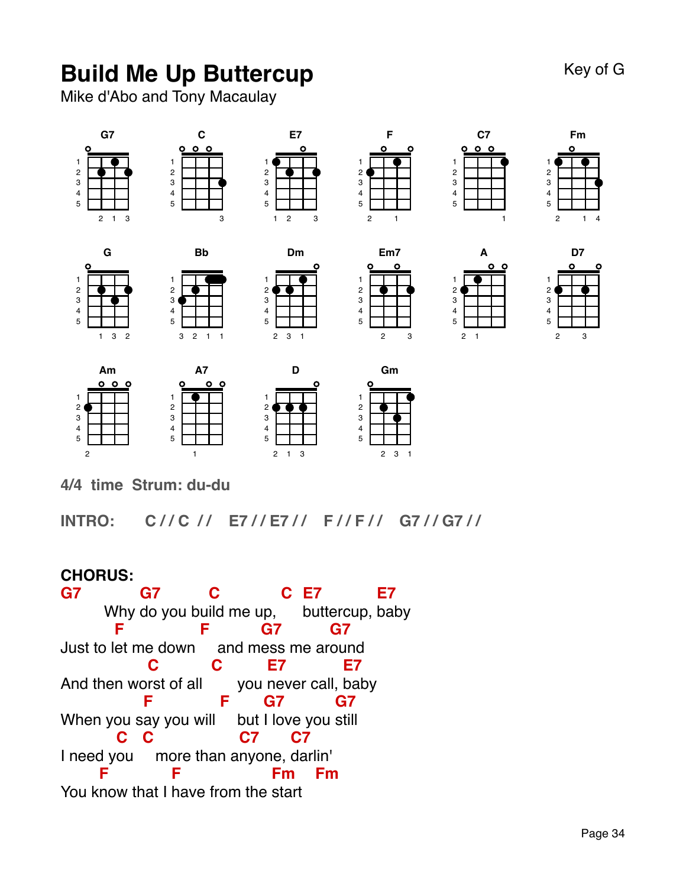# Build Me Up Buttercup

Key of G

Mike d'Abo and Tony Macaulay

G7 C E7 F C7 Fm

G Bb Dm Em7 A D7

Am A7 D Gm

**4/4 time Strum: du-du**

**INTRO:** C / / C / / E7 / / E7 / / F / / F / / G7 / / G7 / /

**CHORUS:**

```
G7          G7          C             C   E7          E7
        Why do you build me up,      buttercup, baby
         F          F          G7          G7
Just to let me down      and mess me around
                C           C            E7            E7
And then worst of all        you never call, baby
                F           F        G7          G7
When you say you will      but I love you still
          C    C               C7        C7
I need you      more than anyone, darlin'
        F          F               Fm       Fm
You know that I have from the start
```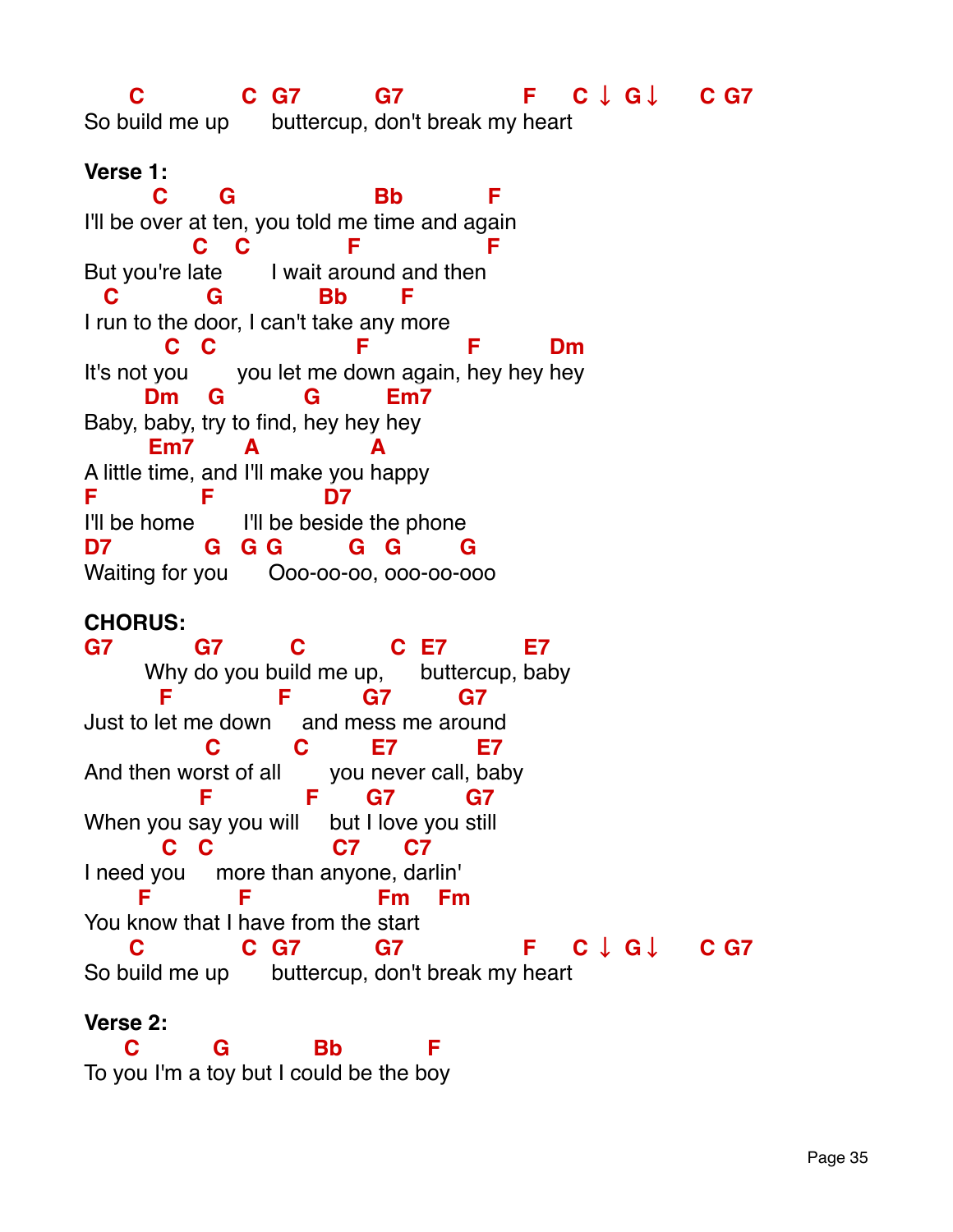```
      C              C  G7          G7                F     C ↓  G↓      C  G7
So build me up      buttercup, don't break my heart
```

**Verse 1:**

```
        C       G                    Bb             F
I'll be over at ten, you told me time and again
             C    C                F                  F
But you're late       I wait around and then
  C           G              Bb         F
I run to the door, I can't take any more
         C   C                    F                F          Dm
It's not you       you let me down again, hey hey hey
       Dm     G             G           Em7
Baby, baby, try to find, hey hey hey
       Em7        A                  A
A little time, and I'll make you happy
F               F                D7
I'll be home        I'll be beside the phone
D7              G    G G          G    G          G
Waiting for you      Ooo-oo-oo, ooo-oo-ooo
```

**CHORUS:**

```
G7          G7          C             C  E7           E7
      Why do you build me up,      buttercup, baby
       F                F          G7         G7
Just to let me down     and mess me around
                C           C          E7            E7
And then worst of all        you never call, baby
                F             F       G7          G7
When you say you will     but I love you still
          C   C                   C7        C7
I need you     more than anyone, darlin'
      F            F                 Fm     Fm
You know that I have from the start
      C              C  G7          G7                F     C ↓  G↓      C  G7
So build me up      buttercup, don't break my heart
```

**Verse 2:**

```
     C          G            Bb            F
To you I'm a toy but I could be the boy
```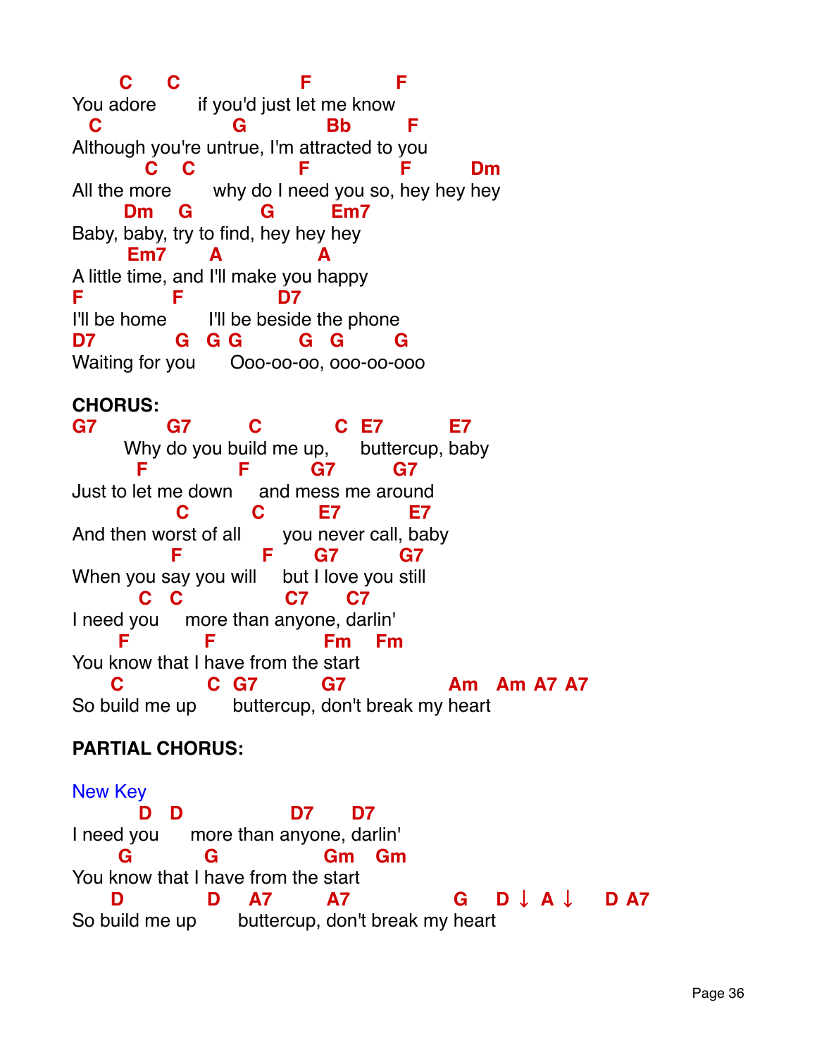```
        C      C                    F              F
You adore        if you'd just let me know
  C                    G            Bb          F
Although you're untrue, I'm attracted to you
           C    C                  F              F          Dm
All the more        why do I need you so, hey hey hey
        Dm     G            G           Em7
Baby, baby, try to find, hey hey hey
        Em7        A                A
A little time, and I'll make you happy
F              F                D7
I'll be home        I'll be beside the phone
D7                G    G G          G    G          G
Waiting for you       Ooo-oo-oo, ooo-oo-ooo
```

**CHORUS:**

```
G7            G7          C              C   E7            E7
        Why do you build me up,       buttercup, baby
          F                F           G7           G7
Just to let me down      and mess me around
                   C             C          E7              E7
And then worst of all        you never call, baby
                  F              F      G7            G7
When you say you will     but I love you still
          C    C                 C7        C7
I need you     more than anyone, darlin'
      F              F                       Fm     Fm
You know that I have from the start
      C              C   G7            G7                  Am    Am  A7  A7
So build me up       buttercup, don't break my heart
```

**PARTIAL CHORUS:**

New Key

```
          D    D                 D7        D7
I need you      more than anyone, darlin'
      G              G                       Gm     Gm
You know that I have from the start
      D              D     A7          A7                  G     D ↓   A ↓       D  A7
So build me up        buttercup, don't break my heart
```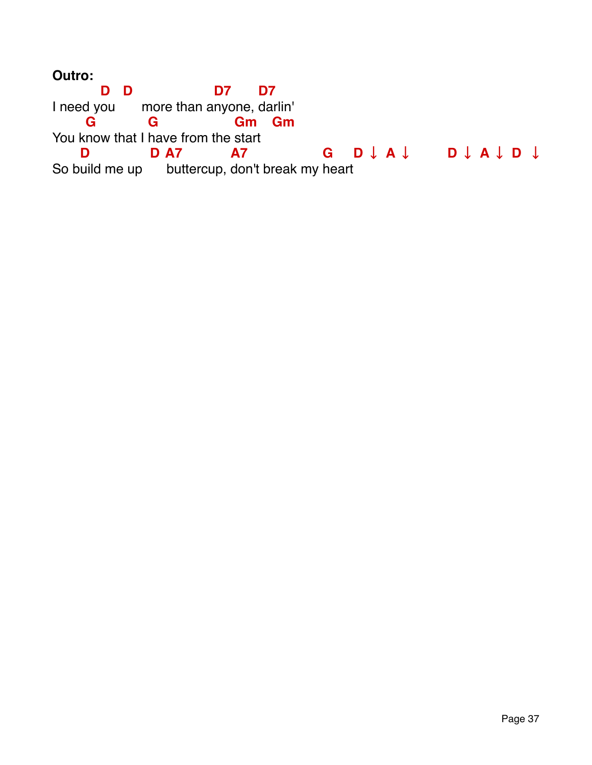**Outro:**

```
        D   D                D7      D7
I need you      more than anyone, darlin'
      G          G              Gm    Gm
You know that I have from the start
     D             D  A7          A7              G     D ↓  A ↓       D ↓  A ↓  D  ↓
So build me up      buttercup, don't break my heart
```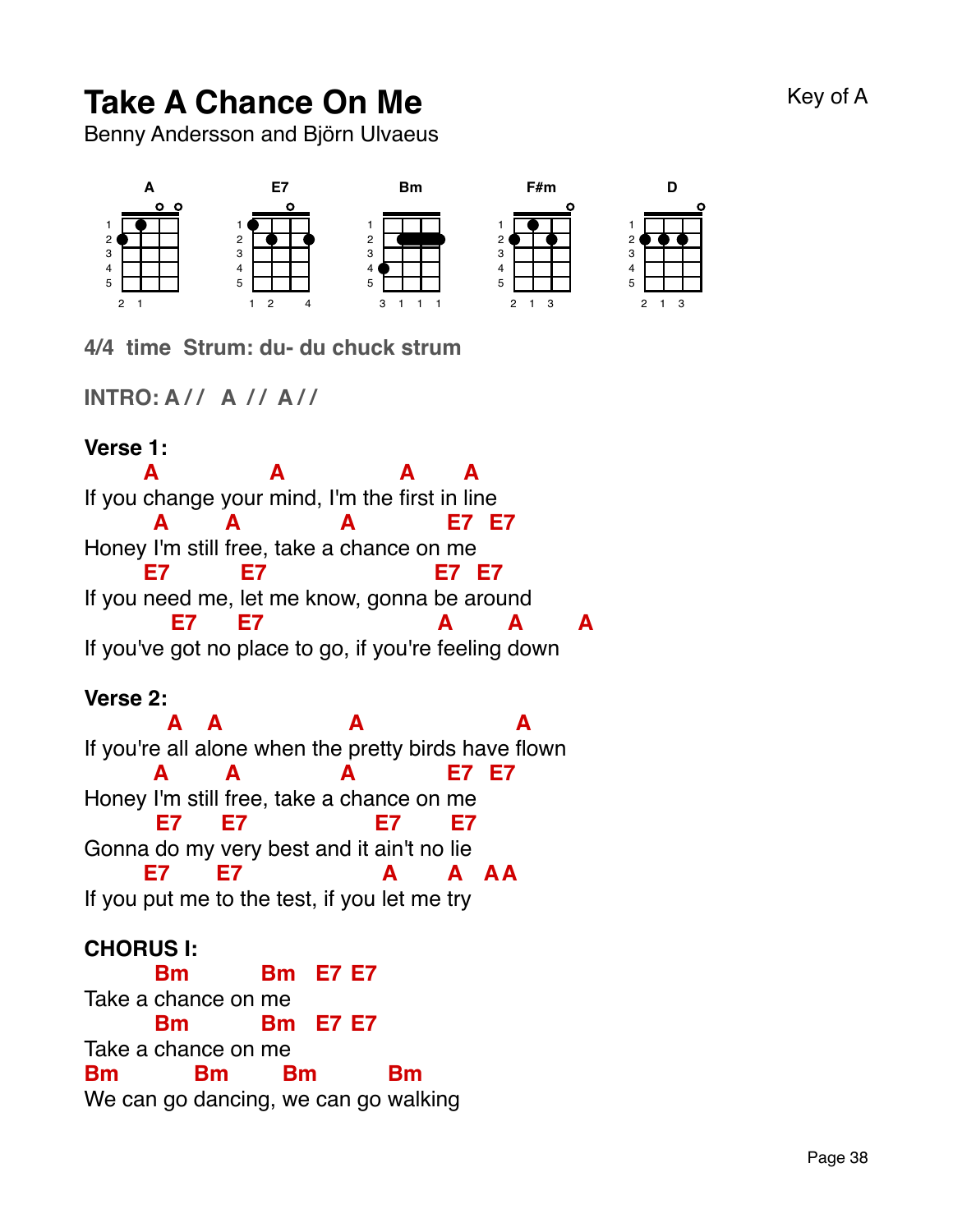# Take A Chance On Me

Benny Andersson and Björn Ulvaeus

Key of A

A   E7   Bm   F#m   D

**4/4 time Strum: du- du chuck strum**

**INTRO: A //  A //  A //**

**Verse 1:**

```
       A           A            A     A
If you change your mind, I'm the first in line
       A      A          A       E7  E7
Honey I'm still free, take a chance on me
      E7        E7             E7  E7
If you need me, let me know, gonna be around
         E7     E7               A     A      A
If you've got no place to go, if you're feeling down
```

**Verse 2:**

```
        A  A             A              A
If you're all alone when the pretty birds have flown
       A      A          A       E7  E7
Honey I'm still free, take a chance on me
       E7     E7          E7     E7
Gonna do my very best and it ain't no lie
      E7     E7           A     A  AA
If you put me to the test, if you let me try
```

**CHORUS I:**

```
       Bm       Bm  E7 E7
Take a chance on me
       Bm       Bm  E7 E7
Take a chance on me
Bm       Bm     Bm       Bm
We can go dancing, we can go walking
```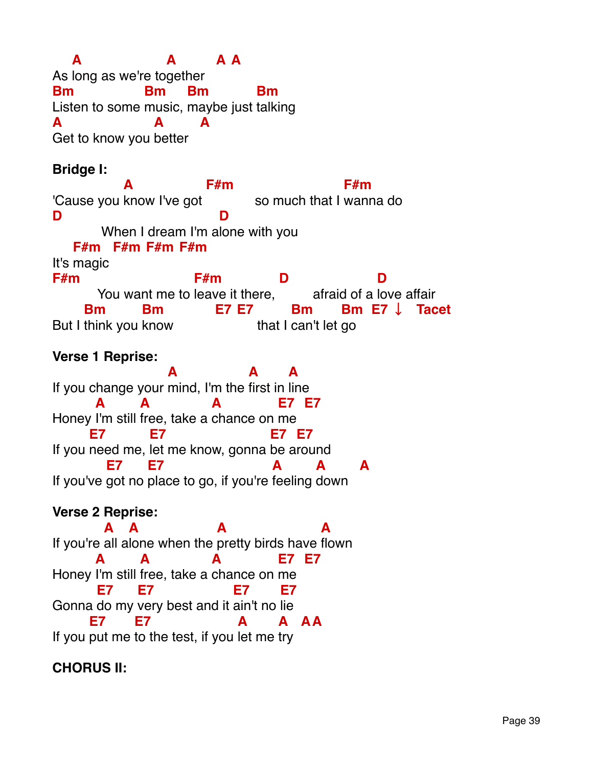```
    A                  A          A  A
As long as we're together
Bm                Bm      Bm            Bm
Listen to some music, maybe just talking
A                   A         A
Get to know you better
```

**Bridge I:**

```
              A                F#m                        F#m
'Cause you know I've got            so much that I wanna do
D                                  D
         When I dream I'm alone with you
   F#m   F#m  F#m  F#m
It's magic
F#m                      F#m            D                  D
        You want me to leave it there,        afraid of a love affair
      Bm         Bm              E7  E7         Bm       Bm  E7 ↓   Tacet
But I think you know                      that I can't let go
```

**Verse 1 Reprise:**

```
                          A              A      A
If you change your mind, I'm the first in line
       A       A          A           E7   E7
Honey I'm still free, take a chance on me
      E7         E7                    E7   E7
If you need me, let me know, gonna be around
         E7      E7                     A        A        A
If you've got no place to go, if you're feeling down
```

**Verse 2 Reprise:**

```
         A   A              A                  A
If you're all alone when the pretty birds have flown
       A       A          A           E7   E7
Honey I'm still free, take a chance on me
       E7     E7              E7        E7
Gonna do my very best and it ain't no lie
      E7       E7              A        A   A A
If you put me to the test, if you let me try
```

**CHORUS II:**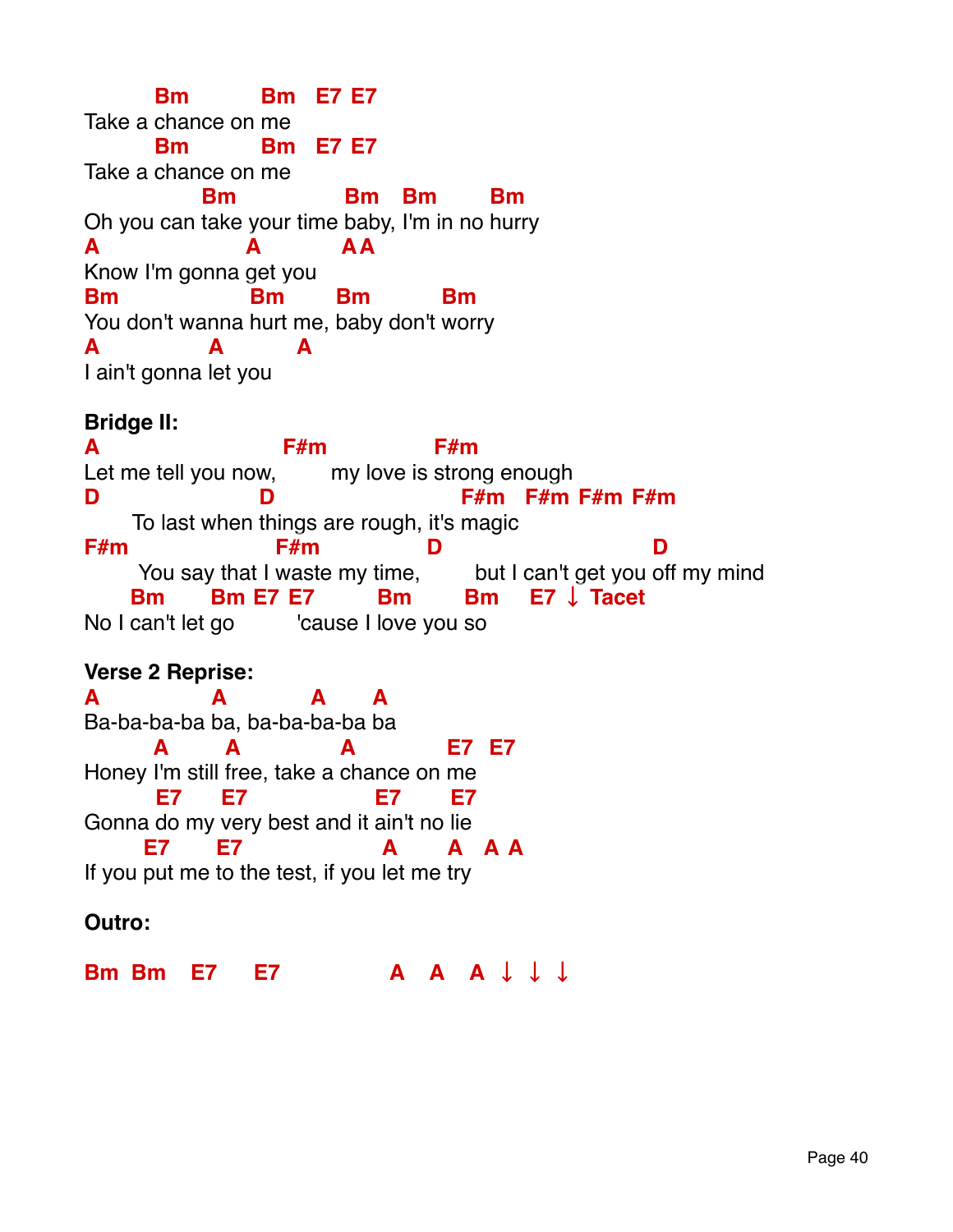```
        Bm          Bm   E7  E7
Take a chance on me
        Bm          Bm   E7  E7
Take a chance on me
             Bm             Bm   Bm       Bm
Oh you can take your time baby, I'm in no hurry
A                  A          A A
Know I'm gonna get you
Bm          Bm       Bm         Bm
You don't wanna hurt me, baby don't worry
A            A          A
I ain't gonna let you
```

**Bridge II:**

```
A                     F#m               F#m
Let me tell you now,        my love is strong enough
D                    D                     F#m   F#m  F#m  F#m
     To last when things are rough, it's magic
F#m                 F#m              D                          D
      You say that I waste my time,        but I can't get you off my mind
     Bm       Bm  E7  E7         Bm       Bm     E7 ↓ Tacet
No I can't let go         'cause I love you so
```

**Verse 2 Reprise:**

```
A              A           A      A
Ba-ba-ba-ba ba, ba-ba-ba-ba ba
       A        A            A            E7   E7
Honey I'm still free, take a chance on me
        E7     E7                E7       E7
Gonna do my very best and it ain't no lie
       E7      E7                 A       A   A  A
If you put me to the test, if you let me try
```

**Outro:**

```
Bm  Bm   E7    E7            A   A   A ↓ ↓ ↓
```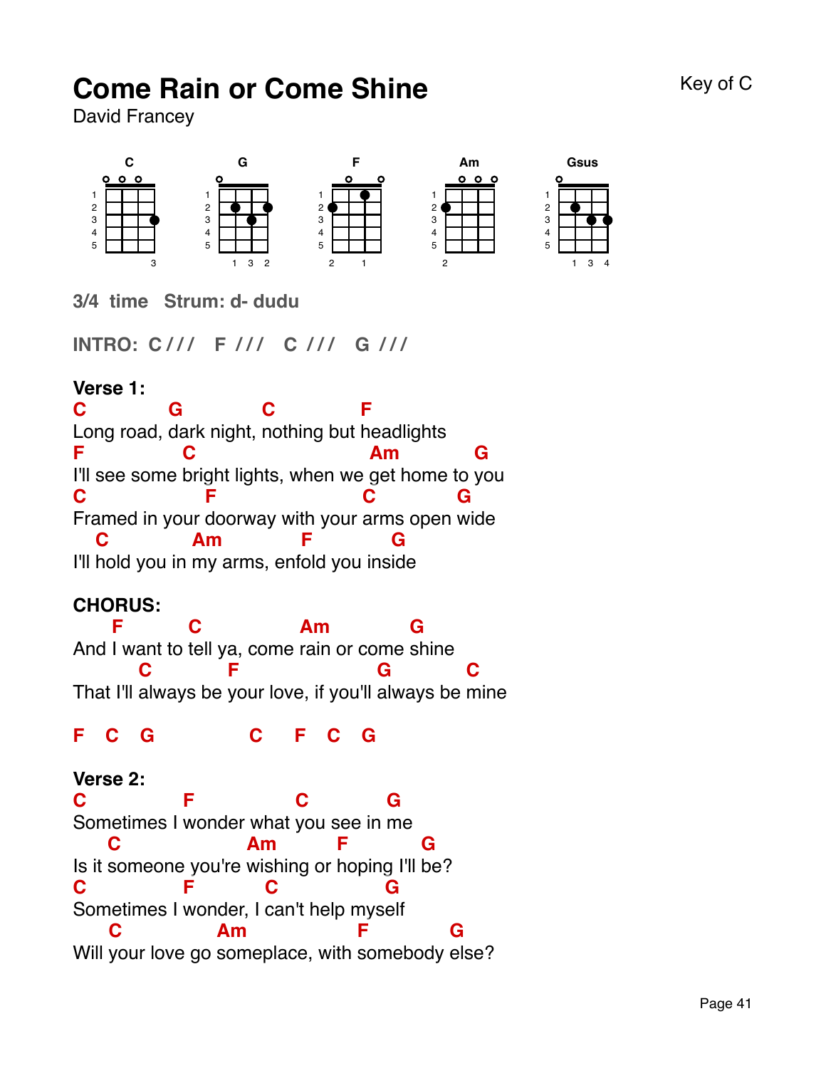# Come Rain or Come Shine

Key of C

David Francey

C G F Am Gsus

**3/4 time Strum: d- dudu**

**INTRO: C /// F /// C /// G ///**

**Verse 1:**

```
C          G          C            F
Long road, dark night, nothing but headlights
F              C                        Am         G
I'll see some bright lights, when we get home to you
C                F                      C         G
Framed in your doorway with your arms open wide
   C          Am          F          G
I'll hold you in my arms, enfold you inside
```

**CHORUS:**

```
    F       C            Am          G
And I want to tell ya, come rain or come shine
        C          F                  G         C
That I'll always be your love, if you'll always be mine
```

**F C G C F C G**

**Verse 2:**

```
C           F            C          G
Sometimes I wonder what you see in me
    C                Am       F        G
Is it someone you're wishing or hoping I'll be?
C           F         C             G
Sometimes I wonder, I can't help myself
    C          Am               F          G
Will your love go someplace, with somebody else?
```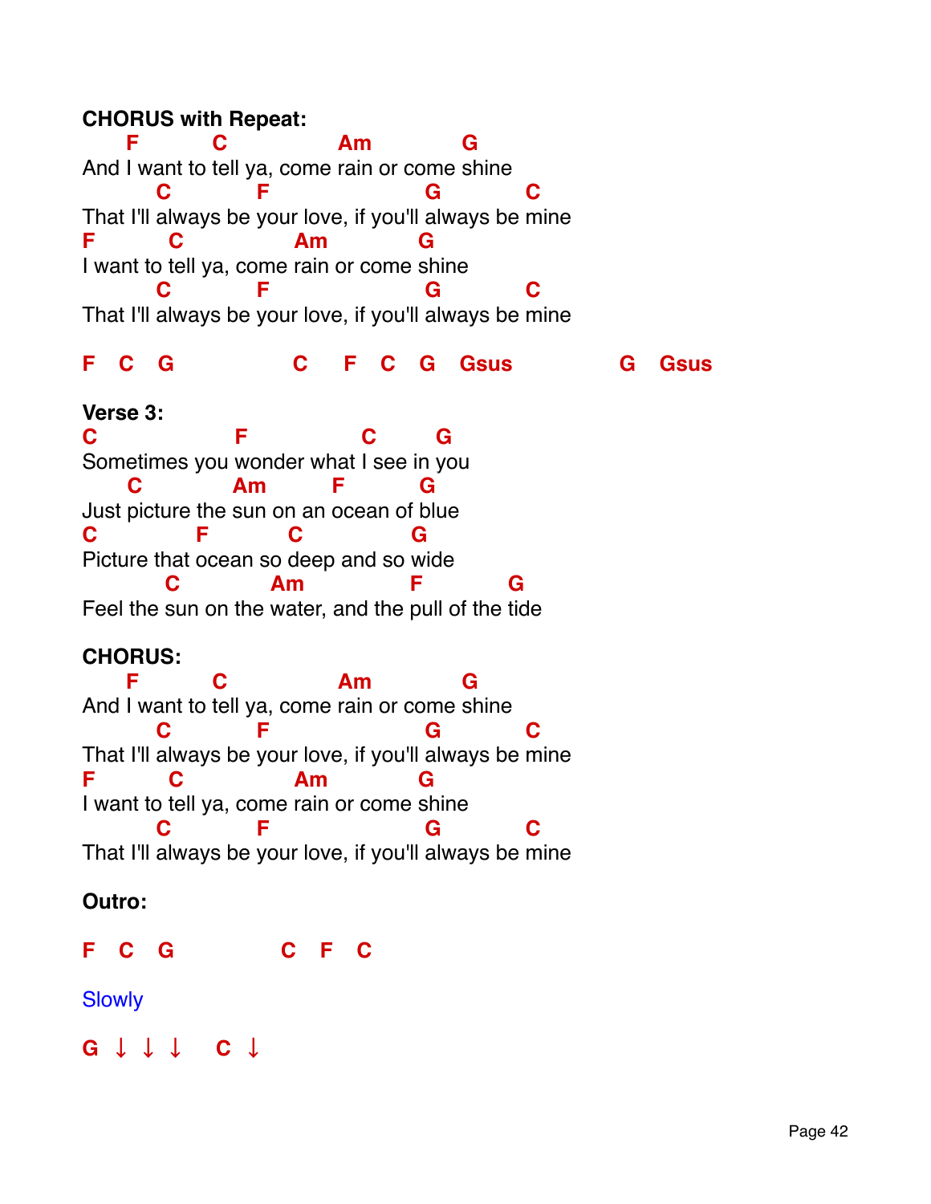**CHORUS with Repeat:**

```
     F         C             Am           G
And I want to tell ya, come rain or come shine
         C           F                  G          C
That I'll always be your love, if you'll always be mine
F         C             Am          G
I want to tell ya, come rain or come shine
         C           F                  G          C
That I'll always be your love, if you'll always be mine

F   C   G              C     F   C   G   Gsus             G   Gsus
```

**Verse 3:**

```
C                 F              C       G
Sometimes you wonder what I see in you
     C          Am          F         G
Just picture the sun on an ocean of blue
C             F          C            G
Picture that ocean so deep and so wide
          C            Am              F          G
Feel the sun on the water, and the pull of the tide
```

**CHORUS:**

```
     F         C             Am           G
And I want to tell ya, come rain or come shine
         C           F                  G          C
That I'll always be your love, if you'll always be mine
F         C             Am          G
I want to tell ya, come rain or come shine
         C           F                  G          C
That I'll always be your love, if you'll always be mine
```

**Outro:**

```
F   C   G            C   F   C
```

Slowly

```
G ↓ ↓ ↓   C ↓
```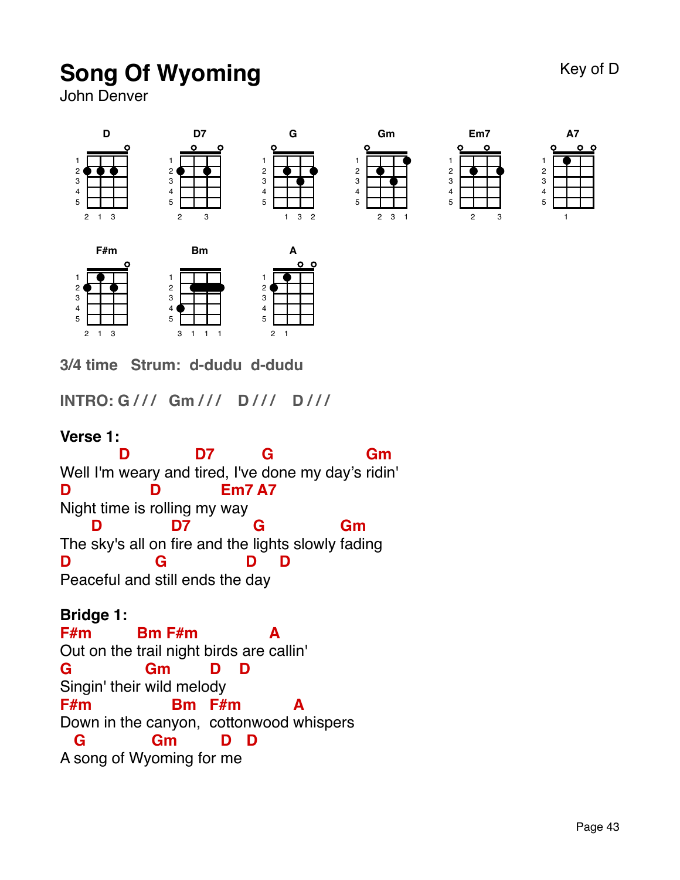# Song Of Wyoming

John Denver

Key of D

D  D7  G  Gm  Em7  A7

F#m  Bm  A

**3/4 time   Strum:  d-dudu  d-dudu**

**INTRO: G / / /   Gm / / /   D / / /   D / / /**

**Verse 1:**

```
          D           D7        G                Gm
Well I'm weary and tired, I've done my day's ridin'
D           D          Em7 A7
Night time is rolling my way
     D          D7           G              Gm
The sky's all on fire and the lights slowly fading
D              G              D    D
Peaceful and still ends the day
```

**Bridge 1:**

```
F#m        Bm F#m           A
Out on the trail night birds are callin'
G            Gm        D    D
Singin' their wild melody
F#m               Bm   F#m          A
Down in the canyon,  cottonwood whispers
  G            Gm         D   D
A song of Wyoming for me
```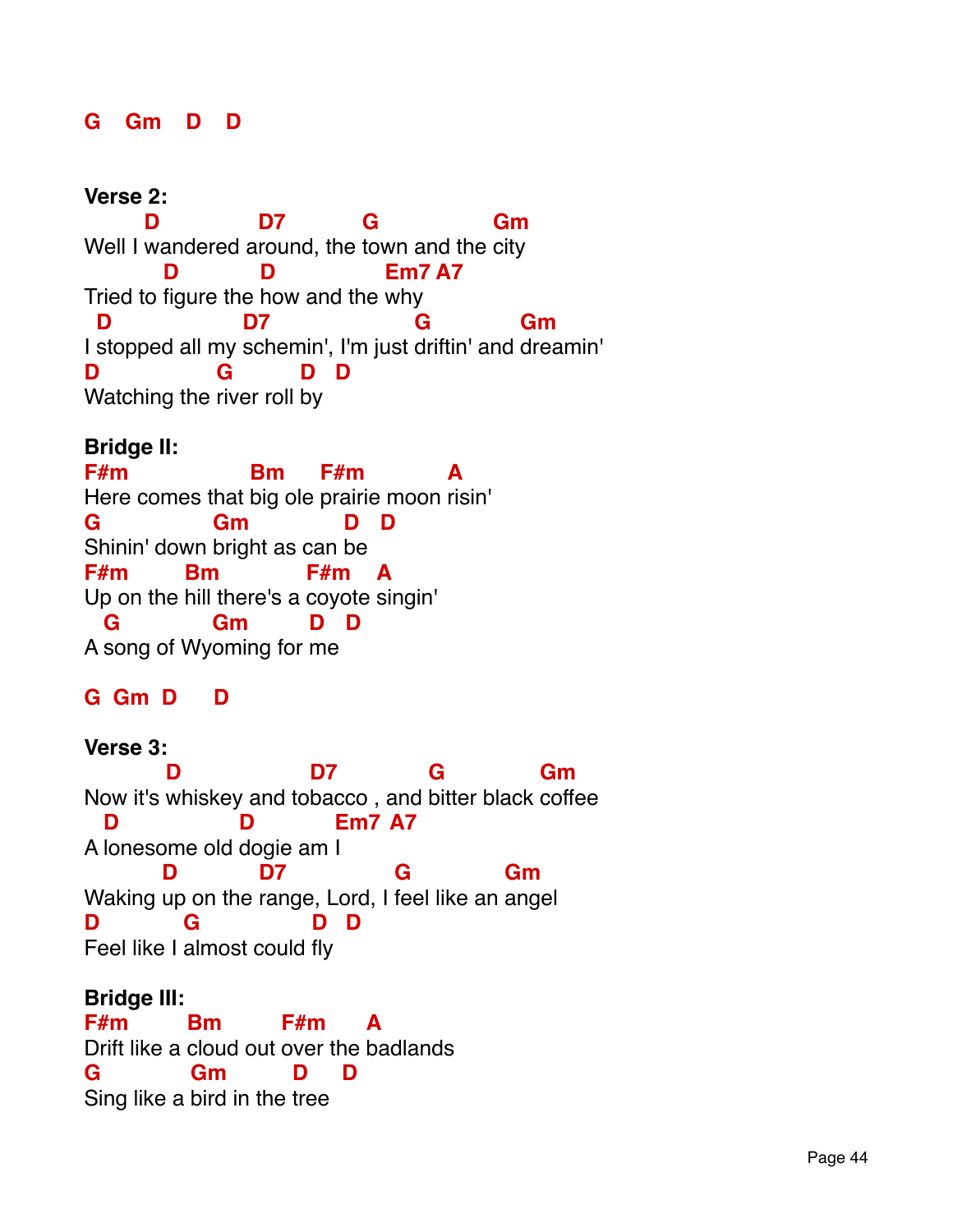```
G   Gm   D   D
```

**Verse 2:**

```
       D            D7         G              Gm
Well I wandered around, the town and the city
         D          D              Em7 A7
Tried to figure the how and the why
  D              D7                 G          Gm
I stopped all my schemin', I'm just driftin' and dreamin'
D              G         D  D
Watching the river roll by
```

**Bridge II:**

```
F#m                 Bm     F#m          A
Here comes that big ole prairie moon risin'
G             Gm            D   D
Shinin' down bright as can be
F#m       Bm          F#m   A
Up on the hill there's a coyote singin'
  G          Gm        D   D
A song of Wyoming for me
```

```
G  Gm  D    D
```

**Verse 3:**

```
          D                D7          G          Gm
Now it's whiskey and tobacco , and bitter black coffee
   D              D          Em7  A7
A lonesome old dogie am I
         D          D7            G          Gm
Waking up on the range, Lord, I feel like an angel
D         G                D   D
Feel like I almost could fly
```

**Bridge III:**

```
F#m       Bm       F#m      A
Drift like a cloud out over the badlands
G           Gm        D     D
Sing like a bird in the tree
```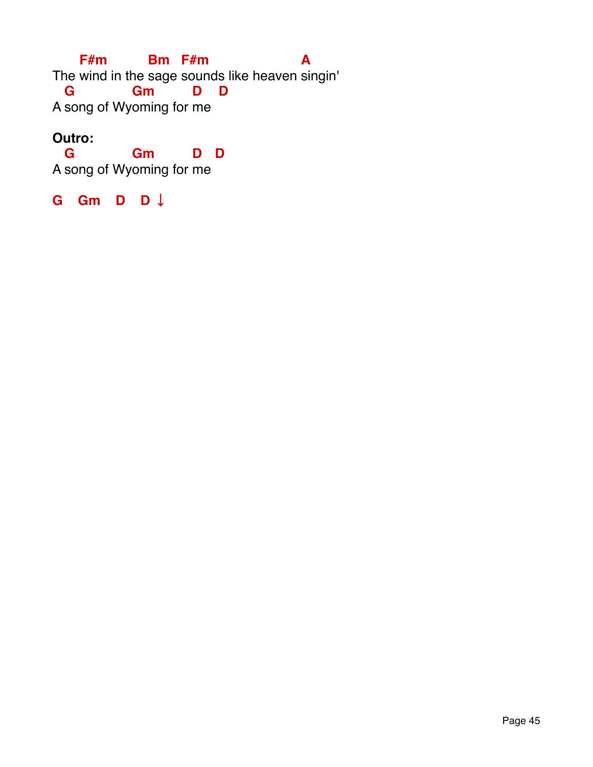```
     F#m          Bm   F#m                  A
The wind in the sage sounds like heaven singin'
  G            Gm         D    D
A song of Wyoming for me
```

**Outro:**

```
  G            Gm         D   D
A song of Wyoming for me
```

```
G   Gm   D   D ↓
```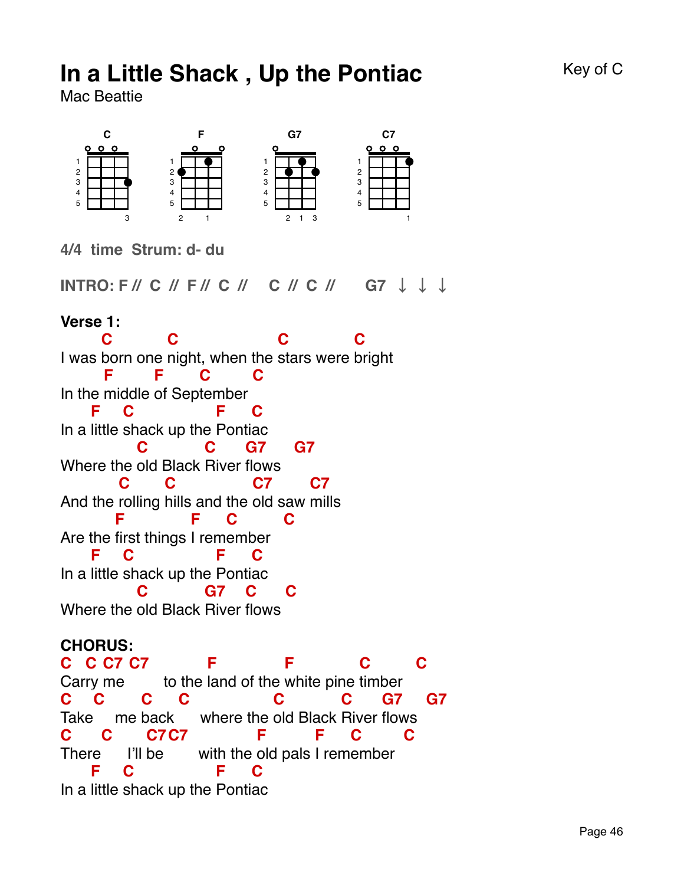# In a Little Shack , Up the Pontiac

Key of C

Mac Beattie

C F G7 C7

**4/4 time Strum: d- du**

**INTRO: F // C // F // C // C // C // G7 ↓ ↓ ↓**

**Verse 1:**

```
       C        C                 C          C
I was born one night, when the stars were bright
       F       F      C      C
In the middle of September
    F   C              F    C
In a little shack up the Pontiac
           C          C     G7     G7
Where the old Black River flows
          C      C          C7       C7
And the rolling hills and the old saw mills
         F         F     C        C
Are the first things I remember
    F   C              F    C
In a little shack up the Pontiac
           C         G7    C     C
Where the old Black River flows
```

**CHORUS:**

```
C   C C7 C7         F          F          C        C
Carry me        to the land of the white pine timber
C    C     C    C               C         C     G7     G7
Take     me back      where the old Black River flows
C      C      C7 C7           F         F    C        C
There      I'll be       with the old pals I remember
    F   C              F    C
In a little shack up the Pontiac
```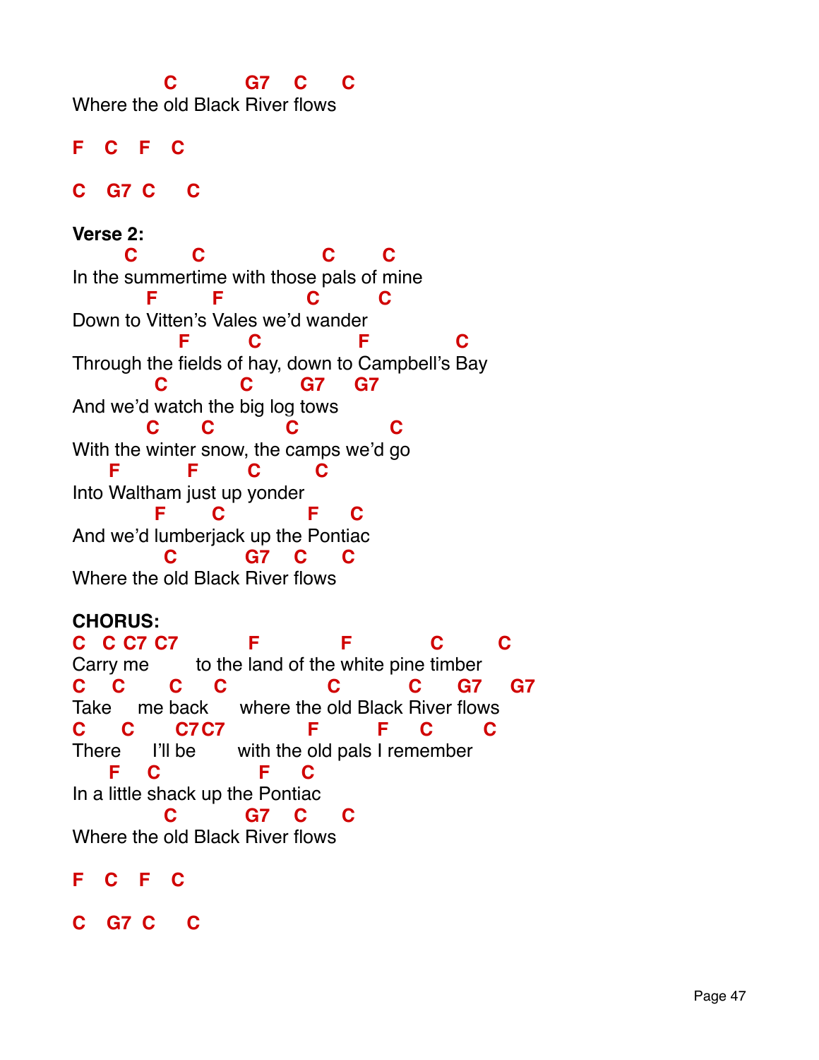```
            C         G7   C    C
Where the old Black River flows

F   C   F   C

C   G7  C    C
```

**Verse 2:**

```
        C       C                C      C
In the summertime with those pals of mine
           F        F          C        C
Down to Vitten's Vales we'd wander
                 F        C            F           C
Through the fields of hay, down to Campbell's Bay
           C          C       G7    G7
And we'd watch the big log tows
          C      C          C            C
With the winter snow, the camps we'd go
     F         F        C       C
Into Waltham just up yonder
           F      C           F    C
And we'd lumberjack up the Pontiac
            C         G7   C    C
Where the old Black River flows
```

**CHORUS:**

```
C   C C7 C7         F             F            C        C
Carry me       to the land of the white pine timber
C    C      C    C               C          C     G7    G7
Take    me back     where the old Black River flows
C     C      C7 C7           F        F    C        C
There     I'll be       with the old pals I remember
     F   C               F   C
In a little shack up the Pontiac
            C         G7   C    C
Where the old Black River flows

F   C   F   C

C   G7  C    C
```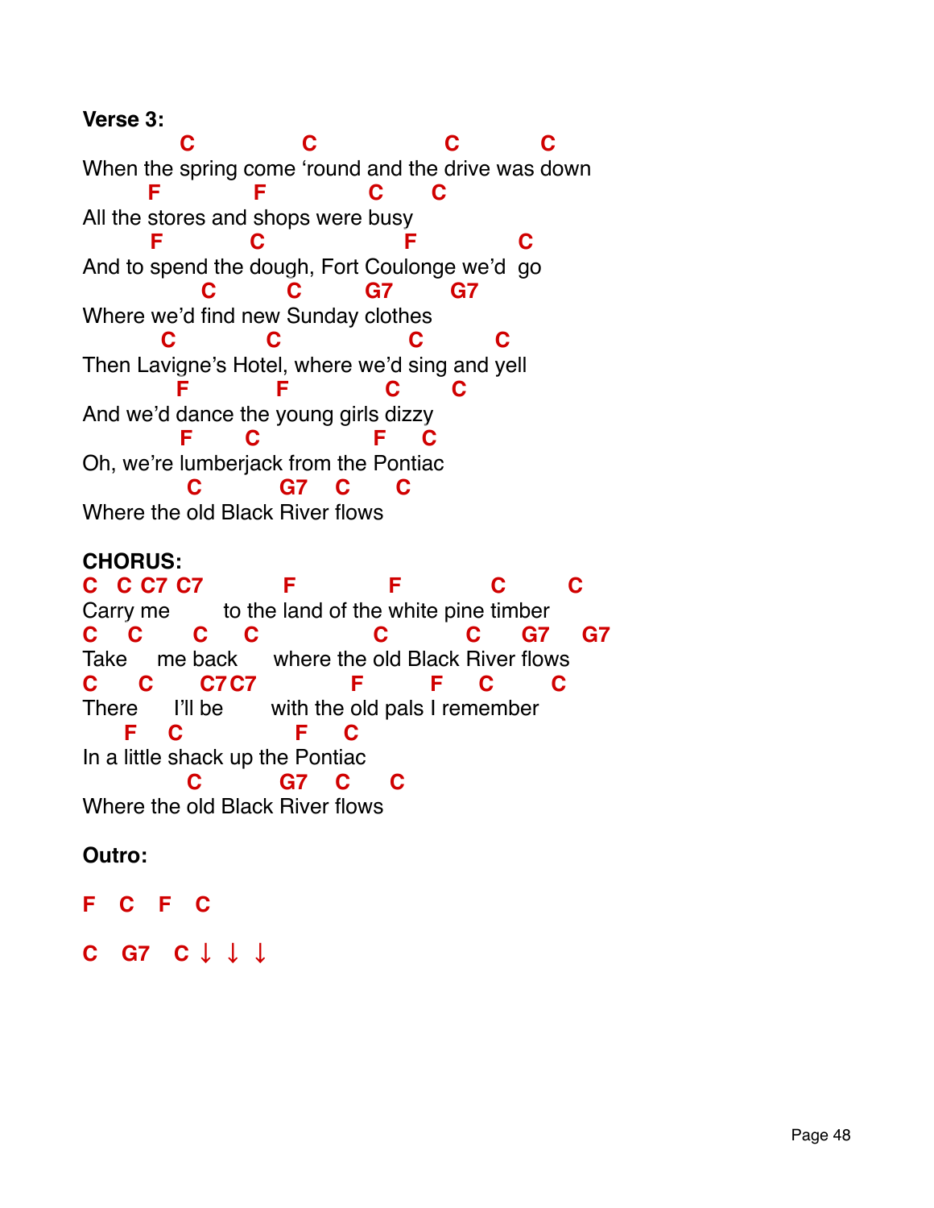**Verse 3:**

```
          C           C             C         C
When the spring come 'round and the drive was down
       F          F           C      C
All the stores and shops were busy
       F         C               F          C
And to spend the dough, Fort Coulonge we'd  go
            C        C       G7       G7
Where we'd find new Sunday clothes
        C          C              C         C
Then Lavigne's Hotel, where we'd sing and yell
          F         F          C      C
And we'd dance the young girls dizzy
          F      C             F    C
Oh, we're lumberjack from the Pontiac
           C        G7   C     C
Where the old Black River flows
```

**CHORUS:**

```
C  C C7 C7        F          F          C        C
Carry me      to the land of the white pine timber
C   C      C    C           C          C     G7     G7
Take    me back    where the old Black River flows
C     C      C7 C7          F        F    C        C
There     I'll be      with the old pals I remember
    F   C              F    C
In a little shack up the Pontiac
           C        G7   C     C
Where the old Black River flows
```

**Outro:**

F  C  F  C

C  G7  C ↓ ↓ ↓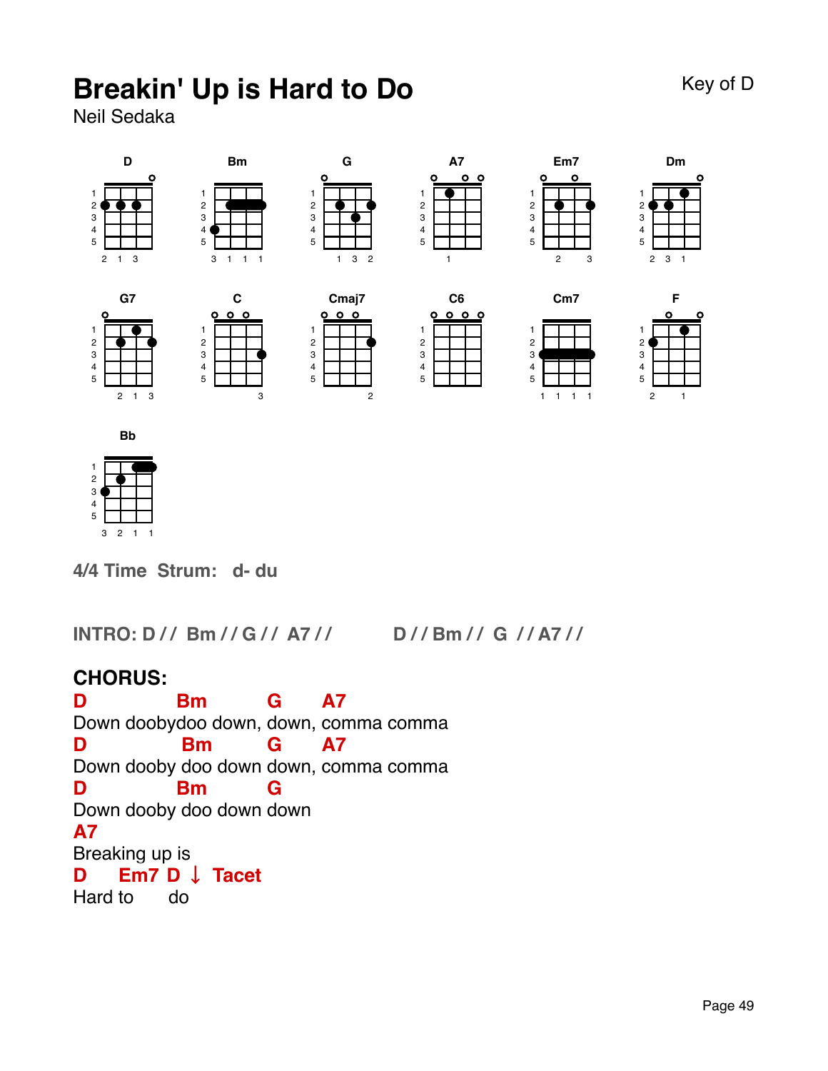# Breakin' Up is Hard to Do

Neil Sedaka

Key of D

D Bm G A7 Em7 Dm

G7 C Cmaj7 C6 Cm7 F

Bb

**4/4 Time  Strum:   d- du**

**INTRO: D //  Bm // G //  A7 //          D // Bm //  G  // A7 //**

**CHORUS:**

```
D            Bm          G       A7
Down doobydoo down, down, comma comma
D              Bm          G       A7
Down dooby doo down down, comma comma
D            Bm          G
Down dooby doo down down
A7
Breaking up is
D      Em7  D ↓  Tacet
Hard to       do
```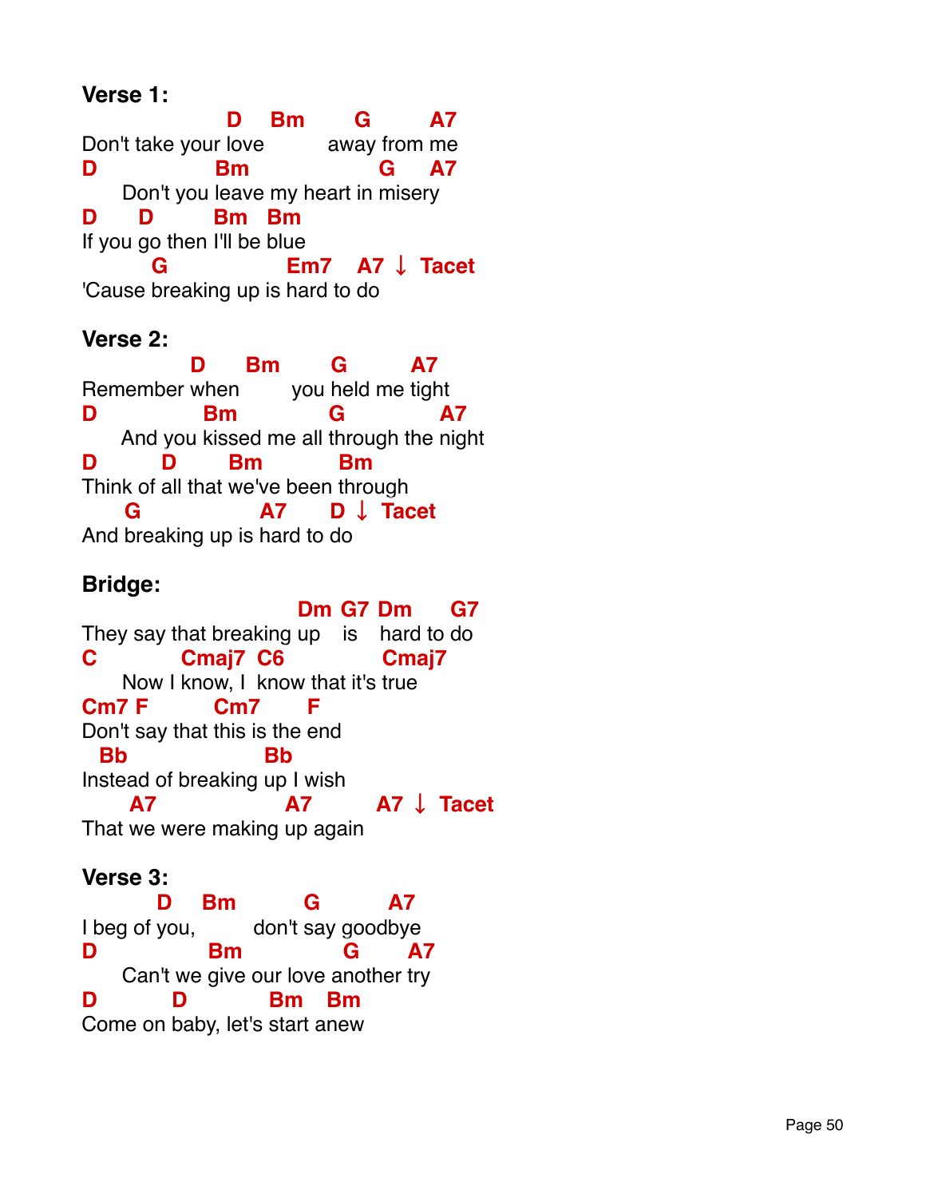**Verse 1:**

```
                    D    Bm        G         A7
Don't take your love          away from me
D                Bm                 G     A7
     Don't you leave my heart in misery
D      D        Bm   Bm
If you go then I'll be blue
        G                 Em7    A7 ↓  Tacet
'Cause breaking up is hard to do
```

**Verse 2:**

```
              D     Bm       G         A7
Remember when        you held me tight
D               Bm            G             A7
     And you kissed me all through the night
D        D       Bm          Bm
Think of all that we've been through
     G              A7       D ↓  Tacet
And breaking up is hard to do
```

**Bridge:**

```
                             Dm  G7  Dm      G7
They say that breaking up    is    hard to do
C           Cmaj7  C6              Cmaj7
     Now I know, I  know that it's true
Cm7 F        Cm7       F
Don't say that this is the end
  Bb                  Bb
Instead of breaking up I wish
      A7                 A7         A7 ↓  Tacet
That we were making up again
```

**Verse 3:**

```
         D    Bm         G         A7
I beg of you,        don't say goodbye
D               Bm               G      A7
     Can't we give our love another try
D          D          Bm   Bm
Come on baby, let's start anew
```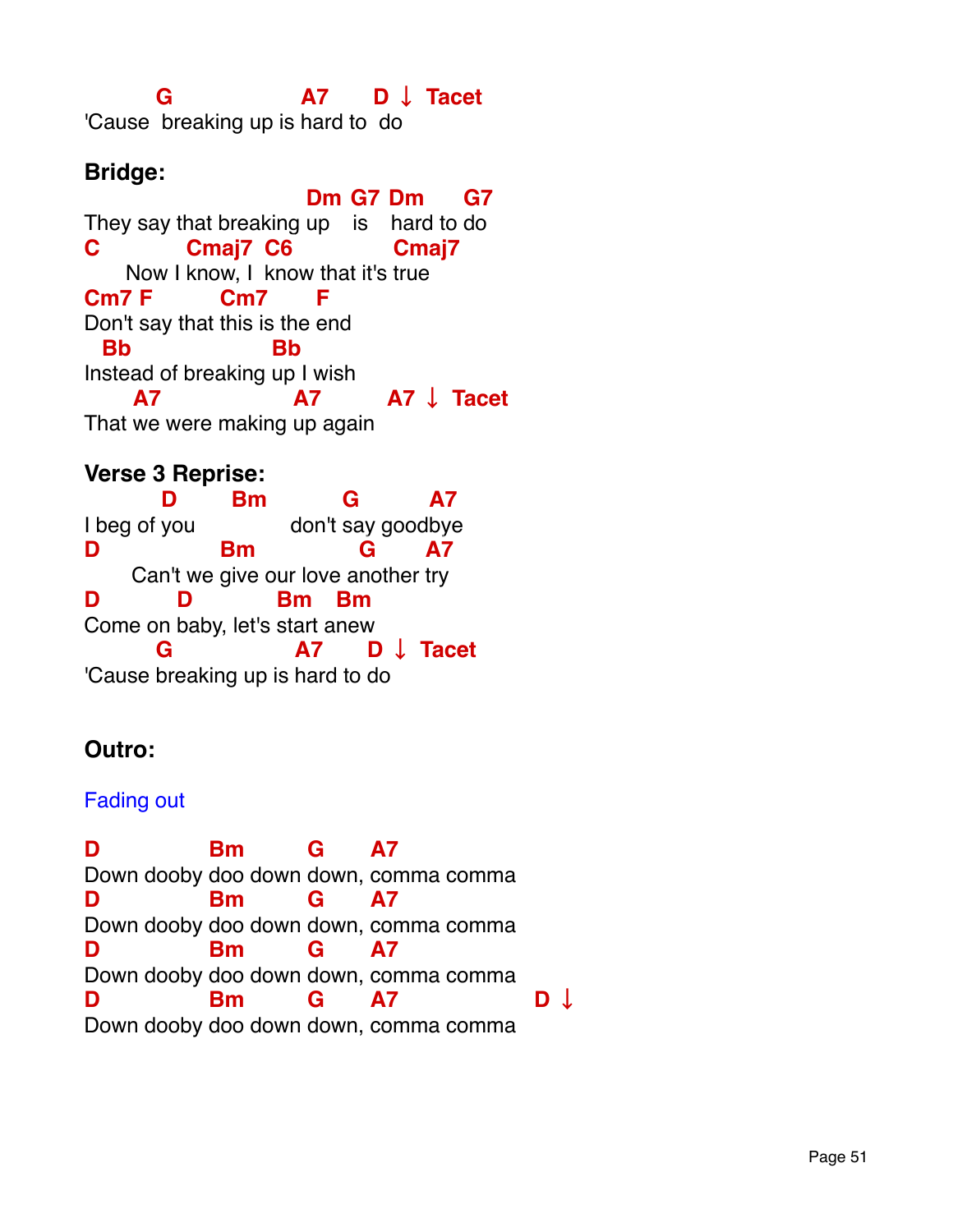```
        G              A7     D ↓ Tacet
'Cause  breaking up is hard to  do
```

**Bridge:**

```
                            Dm  G7 Dm     G7
They say that breaking up   is   hard to do
C          Cmaj7  C6             Cmaj7
     Now I know, I  know that it's true
Cm7 F       Cm7      F
Don't say that this is the end
  Bb                 Bb
Instead of breaking up I wish
     A7                A7         A7 ↓ Tacet
That we were making up again
```

**Verse 3 Reprise:**

```
         D      Bm         G         A7
I beg of you              don't say goodbye
D              Bm             G      A7
     Can't we give our love another try
D          D           Bm   Bm
Come on baby, let's start anew
        G              A7     D ↓ Tacet
'Cause breaking up is hard to do
```

**Outro:**

Fading out

```
D            Bm       G     A7
Down dooby doo down down, comma comma
D            Bm       G     A7
Down dooby doo down down, comma comma
D            Bm       G     A7
Down dooby doo down down, comma comma
D            Bm       G     A7                D ↓
Down dooby doo down down, comma comma
```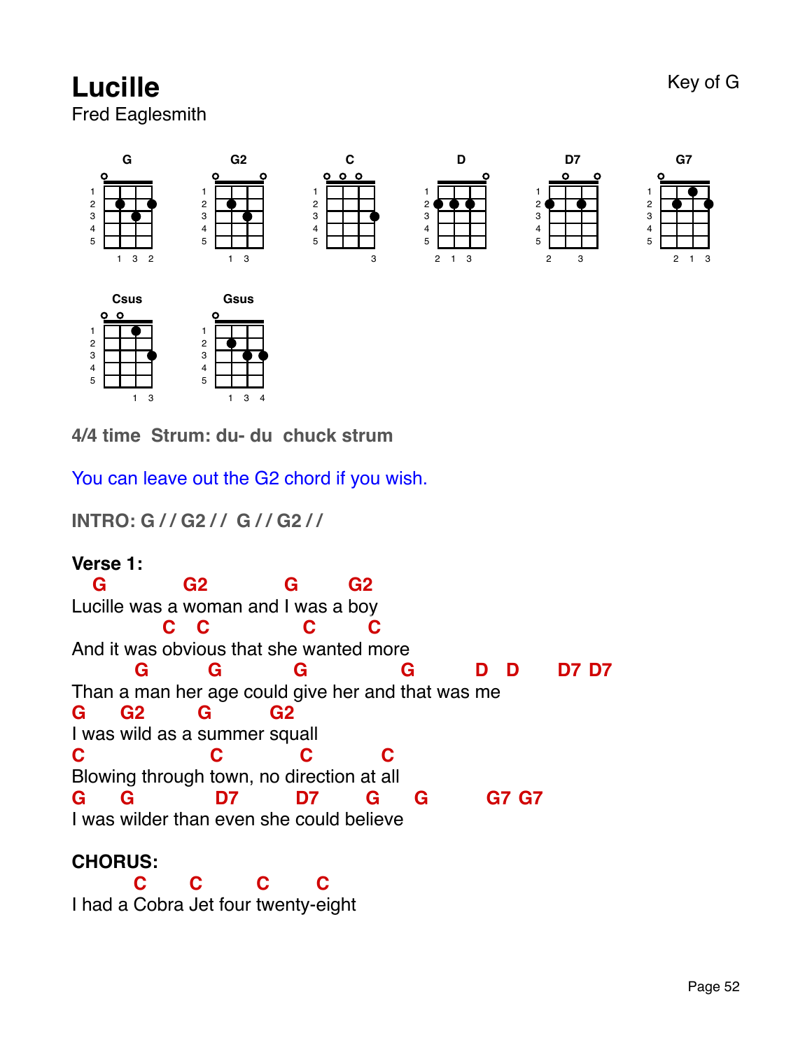# Lucille

Fred Eaglesmith

Key of G

G G2 C D D7 G7

Csus Gsus

**4/4 time Strum: du- du chuck strum**

You can leave out the G2 chord if you wish.

**INTRO: G / / G2 / / G / / G2 / /**

**Verse 1:**

```
  G          G2           G       G2
Lucille was a woman and I was a boy
              C   C             C        C
And it was obvious that she wanted more
        G         G          G              G          D    D       D7  D7
Than a man her age could give her and that was me
G      G2         G          G2
I was wild as a summer squall
C                   C            C           C
Blowing through town, no direction at all
G      G             D7          D7         G      G           G7  G7
I was wilder than even she could believe
```

**CHORUS:**

```
        C        C          C         C
I had a Cobra Jet four twenty-eight
```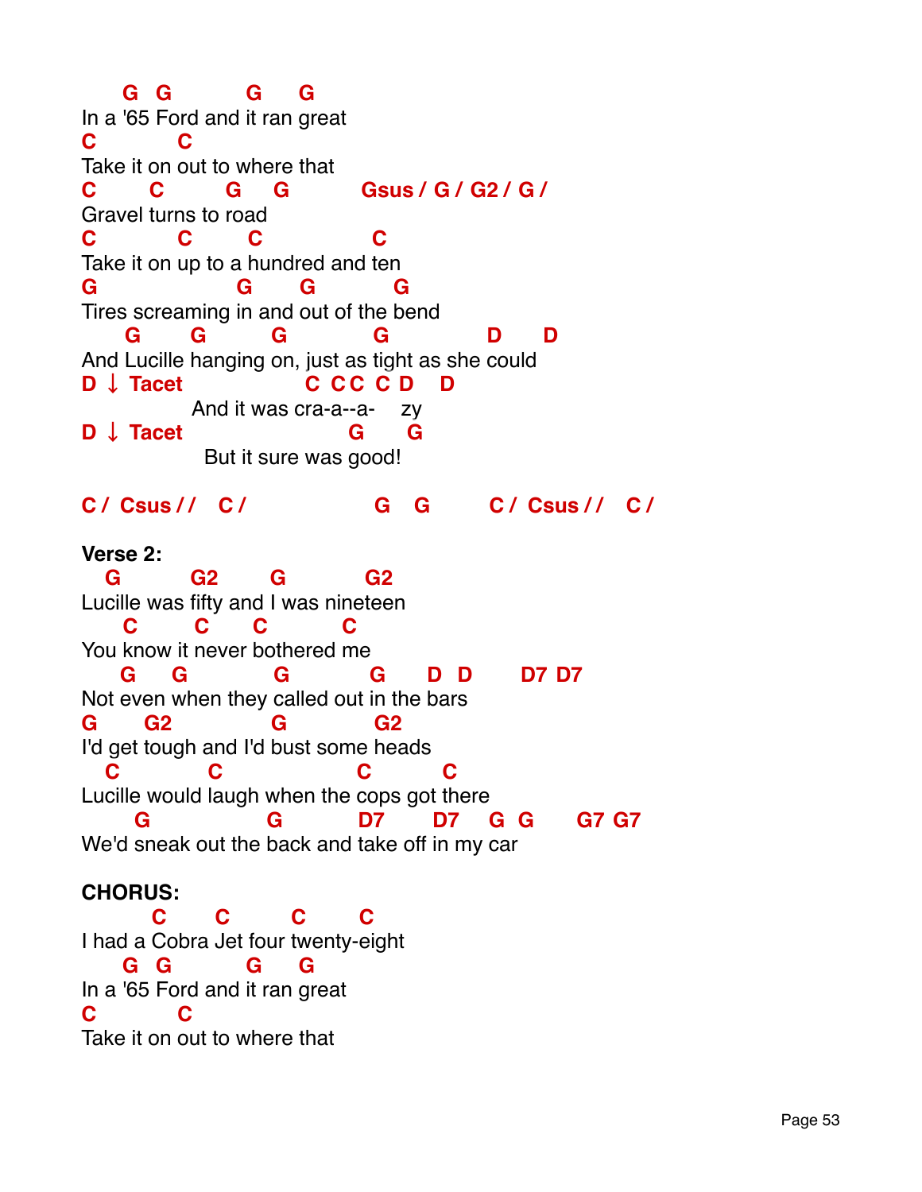```
     G  G          G     G
In a '65 Ford and it ran great
C           C
Take it on out to where that
C       C         G    G          Gsus / G / G2 / G /
Gravel turns to road
C           C       C              C
Take it on up to a hundred and ten
G                  G      G          G
Tires screaming in and out of the bend
    G      G        G          G              D      D
And Lucille hanging on, just as tight as she could
D ↓ Tacet                C  C C  C  D    D
             And it was cra-a--a-    zy
D ↓ Tacet                         G      G
              But it sure was good!

C /  Csus / /   C /                G    G        C /  Csus / /   C /
```

**Verse 2:**

```
  G         G2       G          G2
Lucille was fifty and I was nineteen
    C       C      C           C
You know it never bothered me
    G     G           G          G      D   D       D7  D7
Not even when they called out in the bars
G      G2              G            G2
I'd get tough and I'd bust some heads
  C           C               C          C
Lucille would laugh when the cops got there
      G              G          D7       D7    G  G      G7  G7
We'd sneak out the back and take off in my car
```

**CHORUS:**

```
        C      C        C       C
I had a Cobra Jet four twenty-eight
     G  G          G     G
In a '65 Ford and it ran great
C           C
Take it on out to where that
```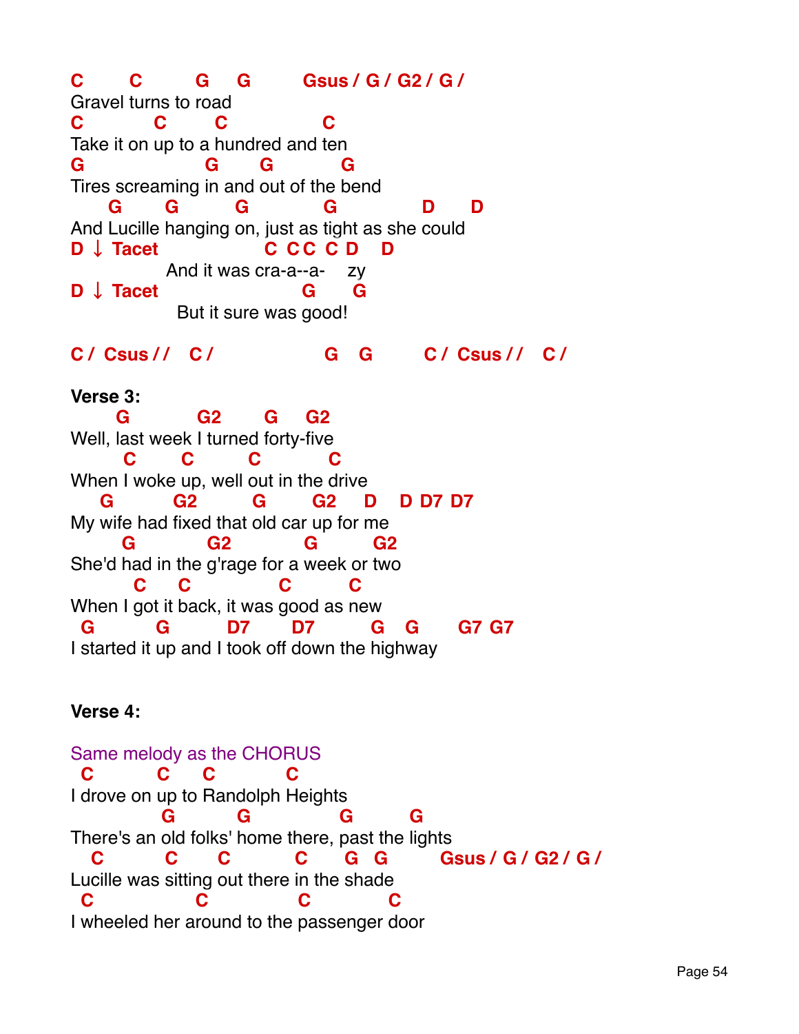```
C       C         G     G         Gsus / G / G2 / G /
Gravel turns to road
C           C        C              C
Take it on up to a hundred and ten
G                  G       G          G
Tires screaming in and out of the bend
     G       G         G           G             D      D
And Lucille hanging on, just as tight as she could
D ↓ Tacet              C  C C  C  D    D
             And it was cra-a--a-    zy
D ↓ Tacet                      G      G
              But it sure was good!

C /  Csus / /    C /                  G    G         C /  Csus / /    C /
```

**Verse 3:**

```
      G          G2       G     G2
Well, last week I turned forty-five
       C       C         C          C
When I woke up, well out in the drive
    G          G2         G        G2     D    D  D7  D7
My wife had fixed that old car up for me
       G           G2            G         G2
She'd had in the g'rage for a week or two
        C     C            C         C
When I got it back, it was good as new
 G          G          D7        D7          G    G       G7  G7
I started it up and I took off down the highway
```

**Verse 4:**

Same melody as the CHORUS

```
 C          C     C          C
I drove on up to Randolph Heights
            G          G             G         G
There's an old folks' home there, past the lights
  C          C      C          C       G   G        Gsus / G / G2 / G /
Lucille was sitting out there in the shade
 C               C             C            C
I wheeled her around to the passenger door
```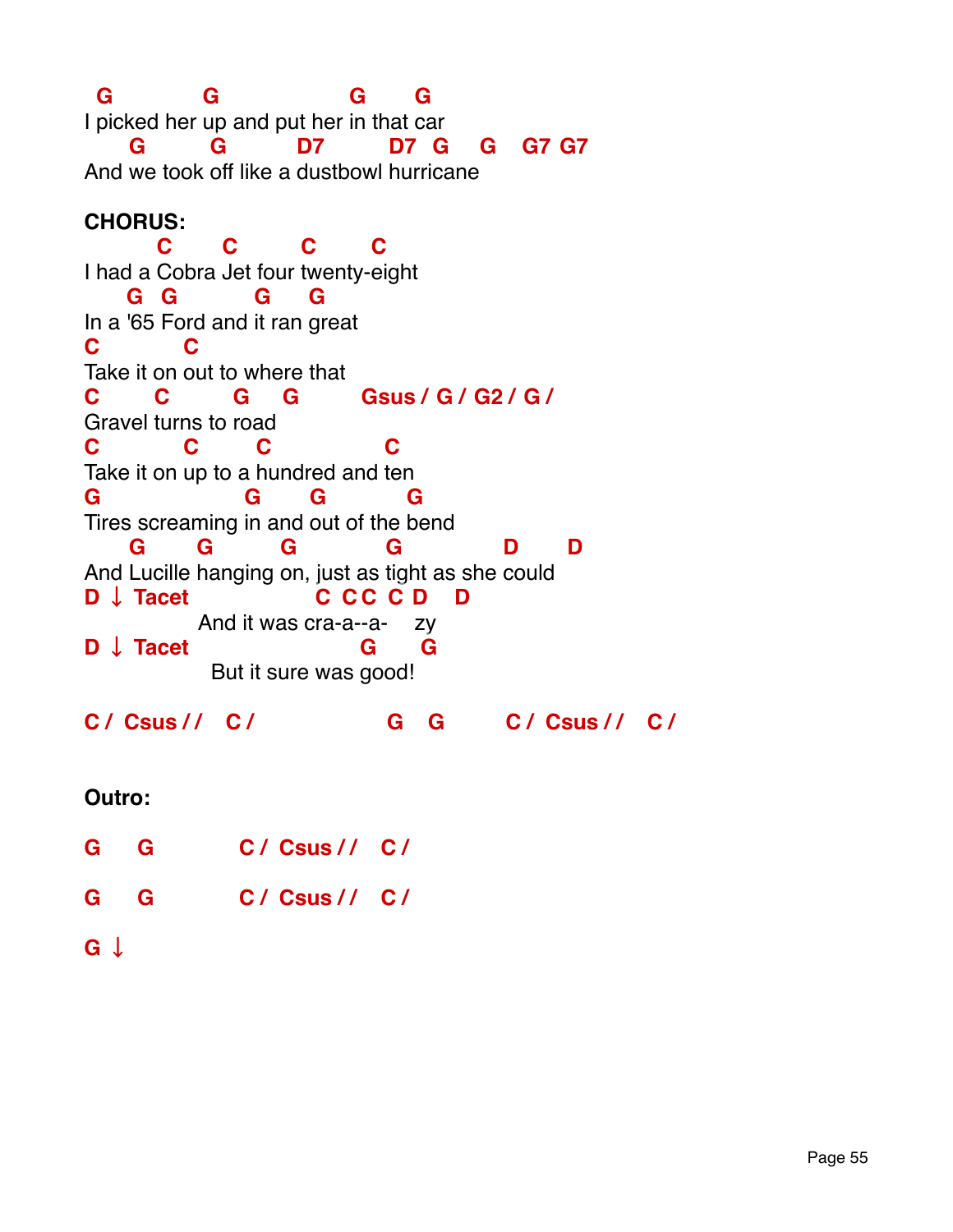```
  G          G                G      G
I picked her up and put her in that car
     G        G         D7         D7  G    G    G7  G7
And we took off like a dustbowl hurricane
```

**CHORUS:**

```
        C      C        C       C
I had a Cobra Jet four twenty-eight
    G  G          G     G
In a '65 Ford and it ran great
C         C
Take it on out to where that
C      C        G    G       Gsus / G / G2 / G /
Gravel turns to road
C          C       C           C
Take it on up to a hundred and ten
G                 G      G          G
Tires screaming in and out of the bend
     G      G        G           G             D      D
And Lucille hanging on, just as tight as she could
D ↓ Tacet              C  C C  C  D    D
             And it was cra-a--a-    zy
D ↓ Tacet                     G      G
              But it sure was good!

C /  Csus / /   C /              G    G        C /  Csus / /   C /
```

**Outro:**

```
G     G          C /  Csus / /   C /

G     G          C /  Csus / /   C /

G ↓
```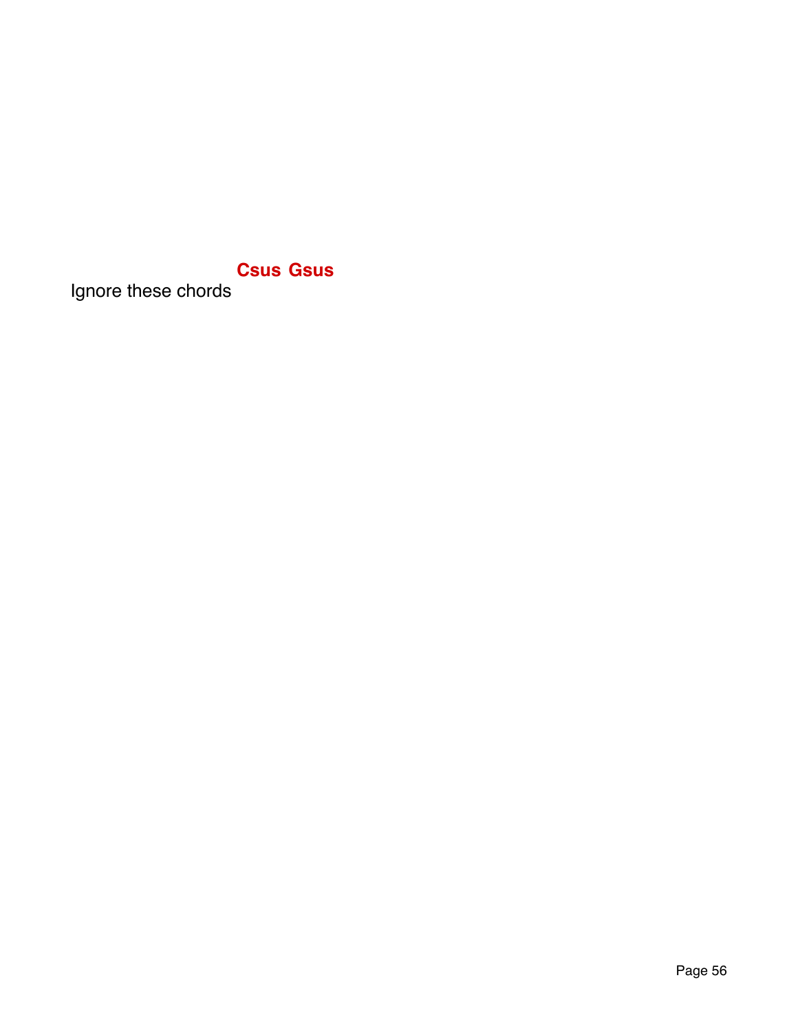**Csus Gsus**

Ignore these chords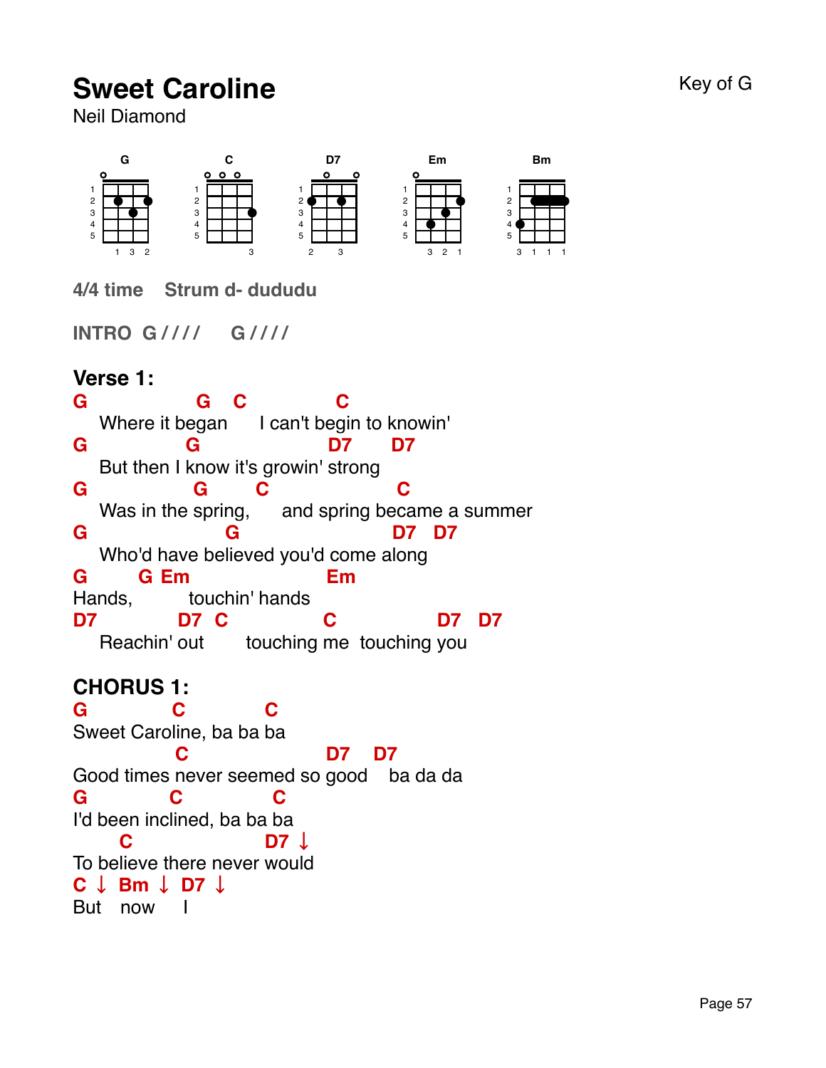# Sweet Caroline

Neil Diamond

Key of G

G C D7 Em Bm

4/4 time   Strum d- dududu

INTRO G / / / /   G / / / /

## Verse 1:

```
G                 G   C              C
   Where it began      I can't begin to knowin'
G              G                  D7       D7
   But then I know it's growin' strong
G              G        C                 C
   Was in the spring,      and spring became a summer
G                      G                  D7   D7
   Who'd have believed you'd come along
G       G  Em                  Em
Hands,          touchin' hands
D7            D7  C            C              D7   D7
   Reachin' out       touching me  touching you
```

## CHORUS 1:

```
G             C           C
Sweet Caroline, ba ba ba
              C                   D7    D7
Good times never seemed so good    ba da da
G             C           C
I'd been inclined, ba ba ba
      C                 D7 ↓
To believe there never would
C ↓  Bm ↓  D7 ↓
But   now    I
```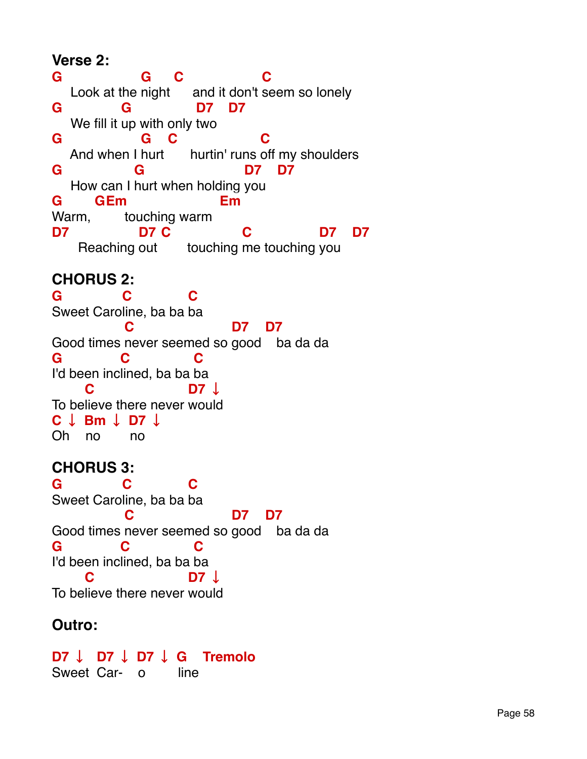**Verse 2:**

```
G                G    C                C
   Look at the night     and it don't seem so lonely
G          G              D7    D7
   We fill it up with only two
G                G   C                 C
   And when I hurt      hurtin' runs off my shoulders
G              G               D7    D7
   How can I hurt when holding you
G      GEm                   Em
Warm,        touching warm
D7              D7 C              C              D7    D7
     Reaching out      touching me touching you
```

**CHORUS 2:**

```
G           C            C
Sweet Caroline, ba ba ba
            C                  D7    D7
Good times never seemed so good   ba da da
G           C            C
I'd been inclined, ba ba ba
      C                D7 ↓
To believe there never would
C ↓  Bm ↓  D7 ↓
Oh    no      no
```

**CHORUS 3:**

```
G           C            C
Sweet Caroline, ba ba ba
            C                  D7    D7
Good times never seemed so good   ba da da
G           C            C
I'd been inclined, ba ba ba
      C                D7 ↓
To believe there never would
```

**Outro:**

```
D7 ↓  D7 ↓  D7 ↓  G    Tremolo
Sweet  Car-    o       line
```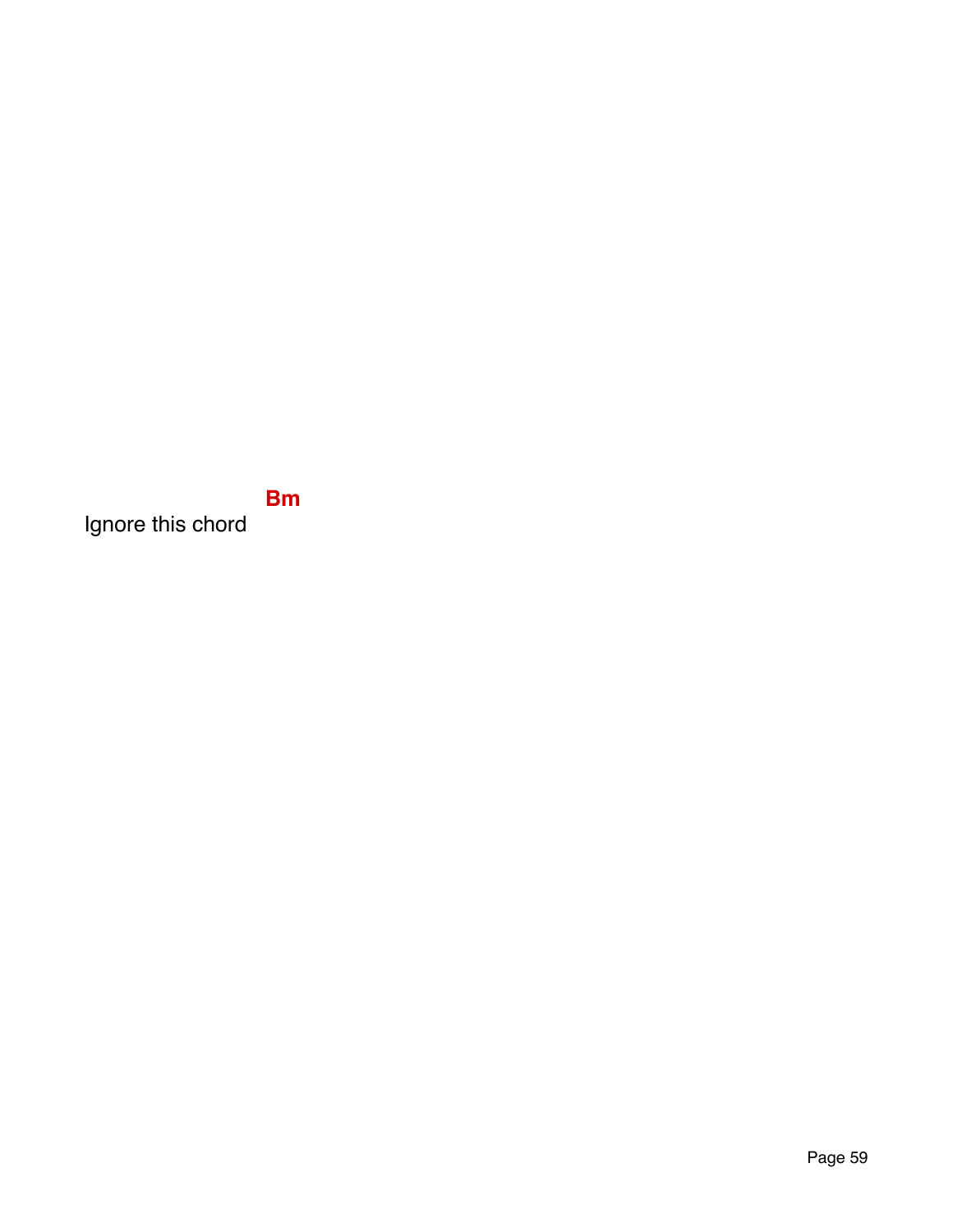**Bm**

Ignore this chord